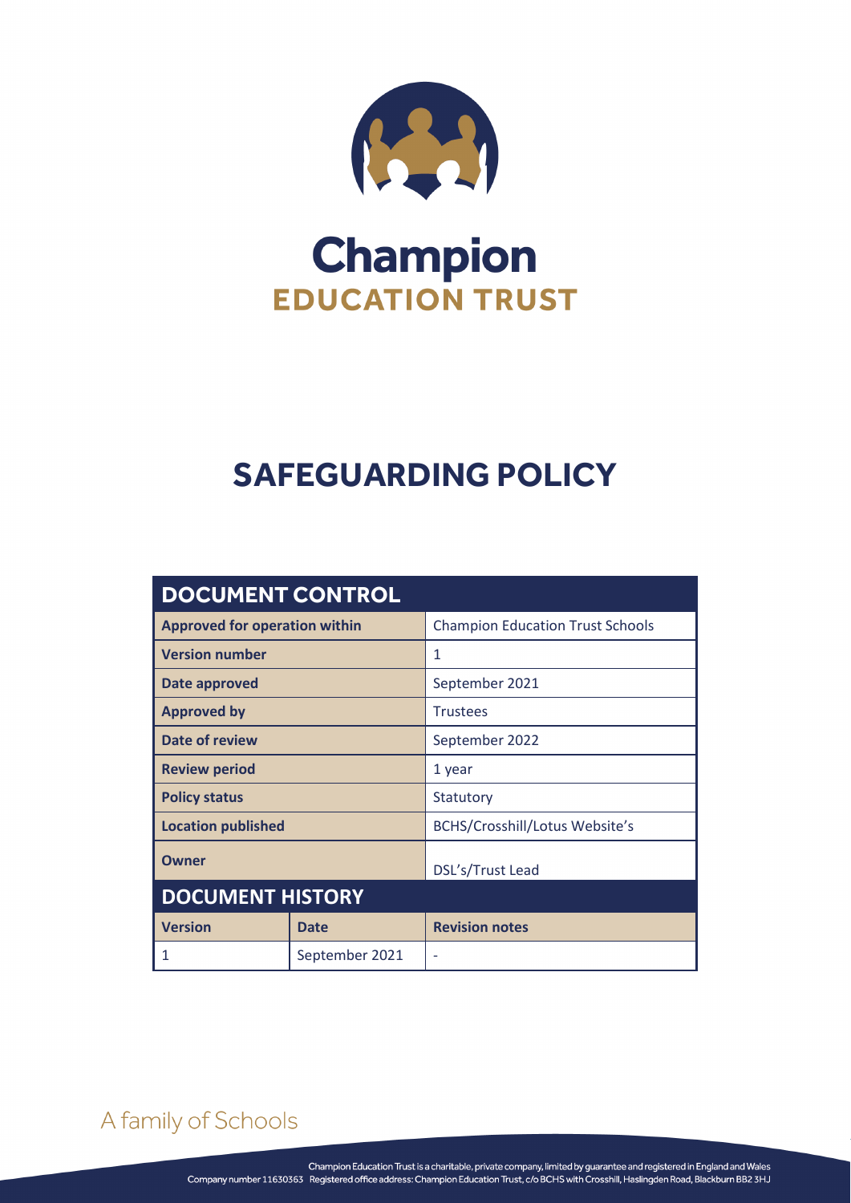# Champion
## EDUCATION TRUST

# SAFEGUARDING POLICY

| DOCUMENT CONTROL | | |
|---|---|---|
| **Approved for operation within** | | Champion Education Trust Schools |
| **Version number** | | 1 |
| **Date approved** | | September 2021 |
| **Approved by** | | Trustees |
| **Date of review** | | September 2022 |
| **Review period** | | 1 year |
| **Policy status** | | Statutory |
| **Location published** | | BCHS/Crosshill/Lotus Website's |
| **Owner** | | DSL's/Trust Lead |
| **DOCUMENT HISTORY** | | |
| **Version** | **Date** | **Revision notes** |
| 1 | September 2021 | - |

A family of Schools

Champion Education Trust is a charitable, private company, limited by guarantee and registered in England and Wales
Company number 11630363 Registered office address: Champion Education Trust, c/o BCHS with Crosshill, Haslingden Road, Blackburn BB2 3HJ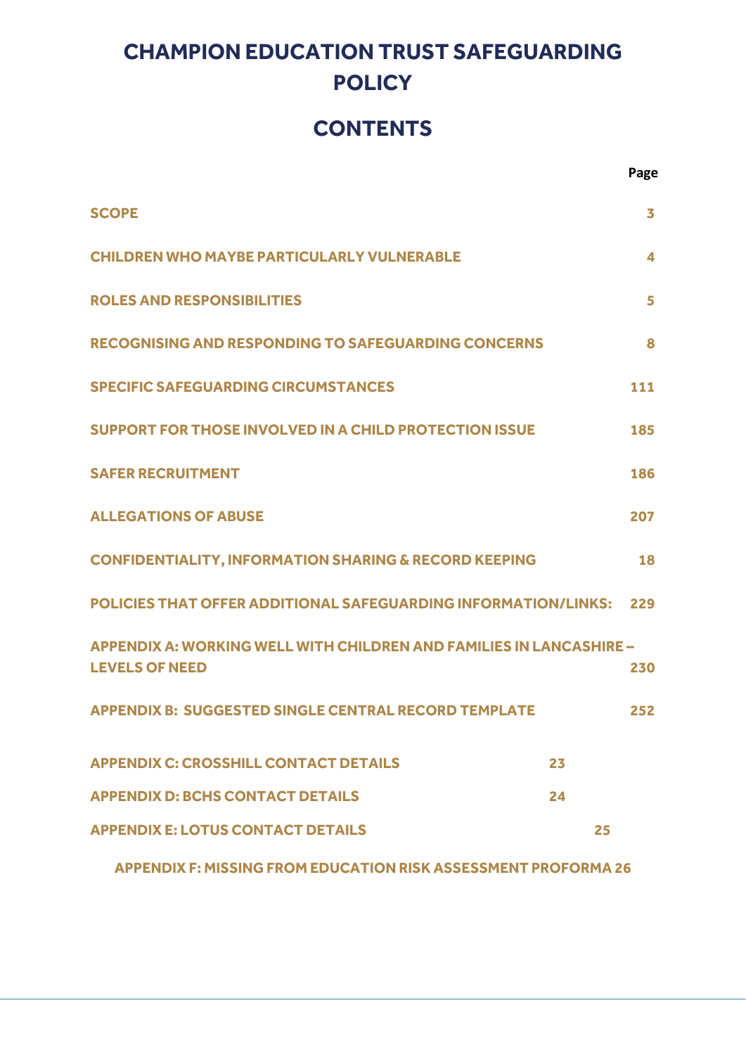# CHAMPION EDUCATION TRUST SAFEGUARDING POLICY

## CONTENTS

| | Page |
|---|---|
| SCOPE | 3 |
| CHILDREN WHO MAYBE PARTICULARLY VULNERABLE | 4 |
| ROLES AND RESPONSIBILITIES | 5 |
| RECOGNISING AND RESPONDING TO SAFEGUARDING CONCERNS | 8 |
| SPECIFIC SAFEGUARDING CIRCUMSTANCES | 111 |
| SUPPORT FOR THOSE INVOLVED IN A CHILD PROTECTION ISSUE | 185 |
| SAFER RECRUITMENT | 186 |
| ALLEGATIONS OF ABUSE | 207 |
| CONFIDENTIALITY, INFORMATION SHARING & RECORD KEEPING | 18 |
| POLICIES THAT OFFER ADDITIONAL SAFEGUARDING INFORMATION/LINKS: | 229 |
| APPENDIX A: WORKING WELL WITH CHILDREN AND FAMILIES IN LANCASHIRE – LEVELS OF NEED | 230 |
| APPENDIX B: SUGGESTED SINGLE CENTRAL RECORD TEMPLATE | 252 |
| APPENDIX C: CROSSHILL CONTACT DETAILS | 23 |
| APPENDIX D: BCHS CONTACT DETAILS | 24 |
| APPENDIX E: LOTUS CONTACT DETAILS | 25 |
| APPENDIX F: MISSING FROM EDUCATION RISK ASSESSMENT PROFORMA | 26 |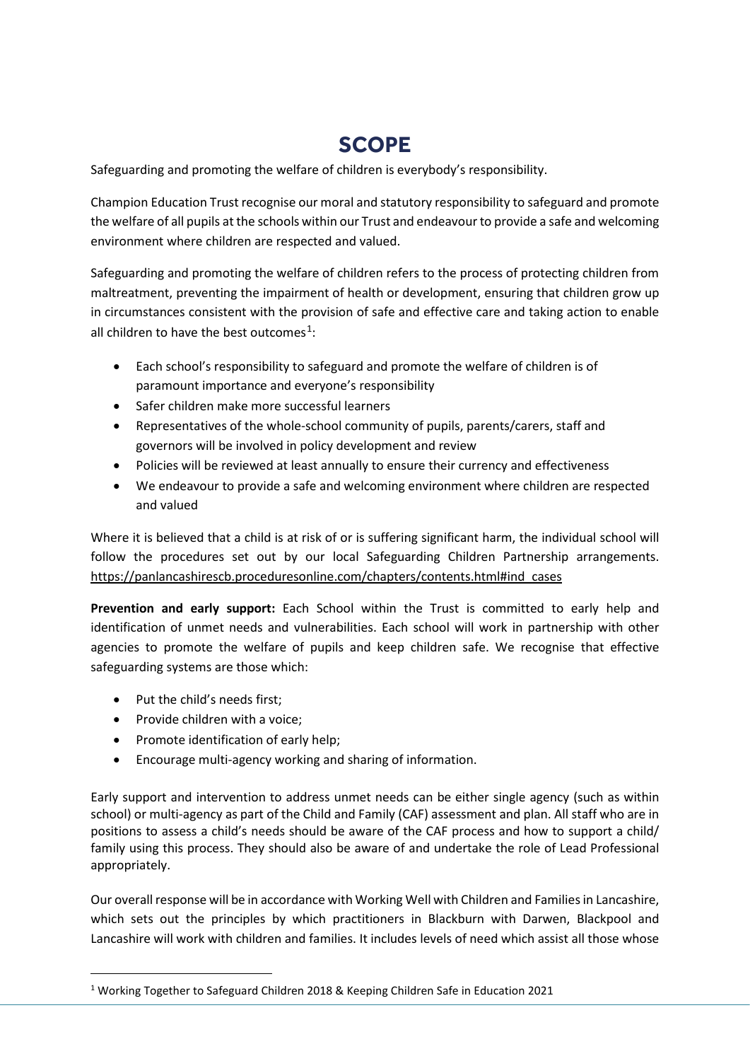# SCOPE

Safeguarding and promoting the welfare of children is everybody's responsibility.

Champion Education Trust recognise our moral and statutory responsibility to safeguard and promote the welfare of all pupils at the schools within our Trust and endeavour to provide a safe and welcoming environment where children are respected and valued.

Safeguarding and promoting the welfare of children refers to the process of protecting children from maltreatment, preventing the impairment of health or development, ensuring that children grow up in circumstances consistent with the provision of safe and effective care and taking action to enable all children to have the best outcomes[1]:

- Each school's responsibility to safeguard and promote the welfare of children is of paramount importance and everyone's responsibility
- Safer children make more successful learners
- Representatives of the whole-school community of pupils, parents/carers, staff and governors will be involved in policy development and review
- Policies will be reviewed at least annually to ensure their currency and effectiveness
- We endeavour to provide a safe and welcoming environment where children are respected and valued

Where it is believed that a child is at risk of or is suffering significant harm, the individual school will follow the procedures set out by our local Safeguarding Children Partnership arrangements. https://panlancashirescb.proceduresonline.com/chapters/contents.html#ind_cases

**Prevention and early support:** Each School within the Trust is committed to early help and identification of unmet needs and vulnerabilities. Each school will work in partnership with other agencies to promote the welfare of pupils and keep children safe. We recognise that effective safeguarding systems are those which:

- Put the child's needs first;
- Provide children with a voice;
- Promote identification of early help;
- Encourage multi-agency working and sharing of information.

Early support and intervention to address unmet needs can be either single agency (such as within school) or multi-agency as part of the Child and Family (CAF) assessment and plan. All staff who are in positions to assess a child's needs should be aware of the CAF process and how to support a child/ family using this process. They should also be aware of and undertake the role of Lead Professional appropriately.

Our overall response will be in accordance with Working Well with Children and Families in Lancashire, which sets out the principles by which practitioners in Blackburn with Darwen, Blackpool and Lancashire will work with children and families. It includes levels of need which assist all those whose

[1] Working Together to Safeguard Children 2018 & Keeping Children Safe in Education 2021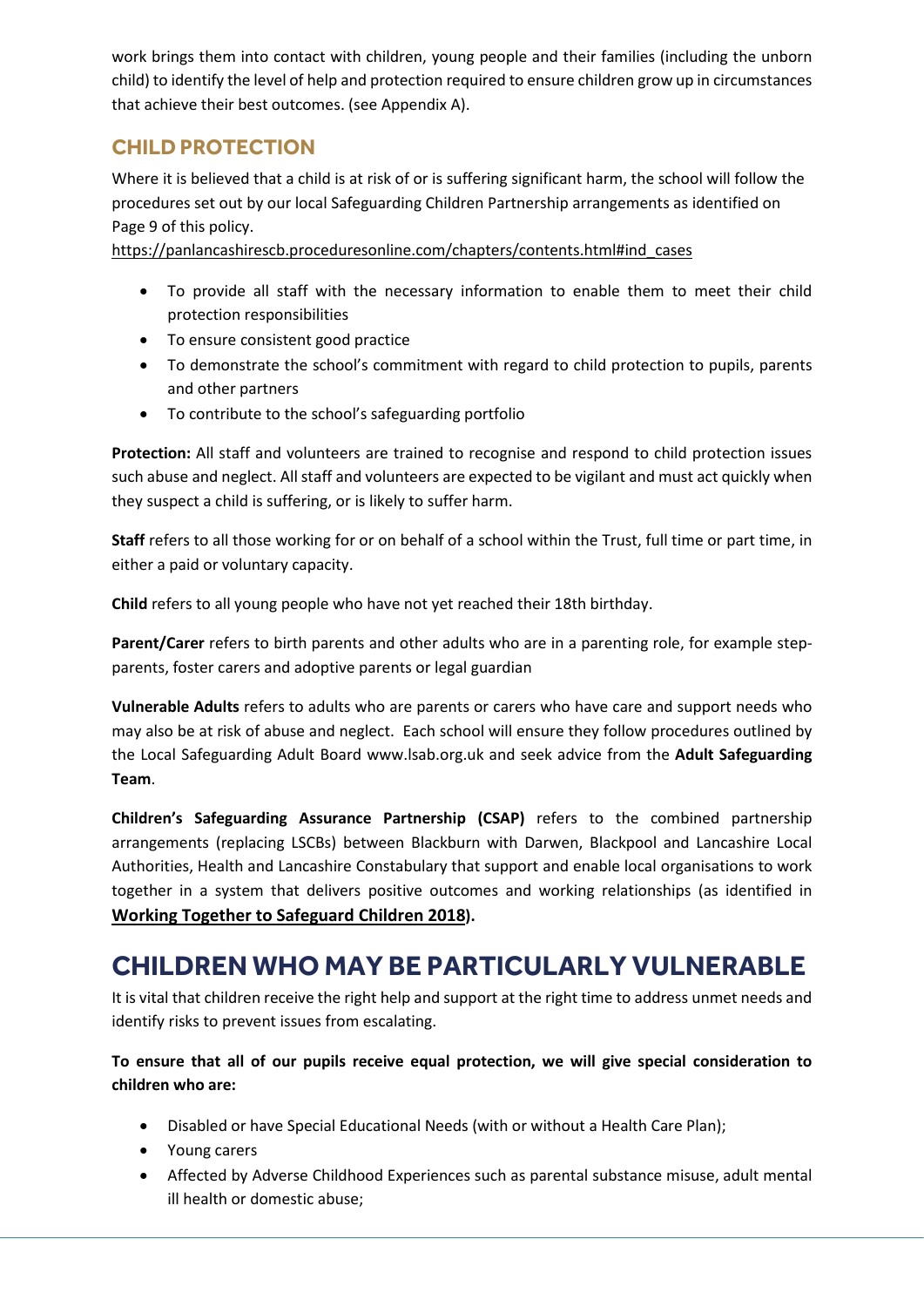work brings them into contact with children, young people and their families (including the unborn child) to identify the level of help and protection required to ensure children grow up in circumstances that achieve their best outcomes. (see Appendix A).

## CHILD PROTECTION

Where it is believed that a child is at risk of or is suffering significant harm, the school will follow the procedures set out by our local Safeguarding Children Partnership arrangements as identified on Page 9 of this policy.
https://panlancashirescb.proceduresonline.com/chapters/contents.html#ind_cases

- To provide all staff with the necessary information to enable them to meet their child protection responsibilities
- To ensure consistent good practice
- To demonstrate the school's commitment with regard to child protection to pupils, parents and other partners
- To contribute to the school's safeguarding portfolio

**Protection:** All staff and volunteers are trained to recognise and respond to child protection issues such abuse and neglect. All staff and volunteers are expected to be vigilant and must act quickly when they suspect a child is suffering, or is likely to suffer harm.

**Staff** refers to all those working for or on behalf of a school within the Trust, full time or part time, in either a paid or voluntary capacity.

**Child** refers to all young people who have not yet reached their 18th birthday.

**Parent/Carer** refers to birth parents and other adults who are in a parenting role, for example step-parents, foster carers and adoptive parents or legal guardian

**Vulnerable Adults** refers to adults who are parents or carers who have care and support needs who may also be at risk of abuse and neglect. Each school will ensure they follow procedures outlined by the Local Safeguarding Adult Board www.lsab.org.uk and seek advice from the **Adult Safeguarding Team**.

**Children's Safeguarding Assurance Partnership (CSAP)** refers to the combined partnership arrangements (replacing LSCBs) between Blackburn with Darwen, Blackpool and Lancashire Local Authorities, Health and Lancashire Constabulary that support and enable local organisations to work together in a system that delivers positive outcomes and working relationships (as identified in **Working Together to Safeguard Children 2018).**

# CHILDREN WHO MAY BE PARTICULARLY VULNERABLE

It is vital that children receive the right help and support at the right time to address unmet needs and identify risks to prevent issues from escalating.

**To ensure that all of our pupils receive equal protection, we will give special consideration to children who are:**

- Disabled or have Special Educational Needs (with or without a Health Care Plan);
- Young carers
- Affected by Adverse Childhood Experiences such as parental substance misuse, adult mental ill health or domestic abuse;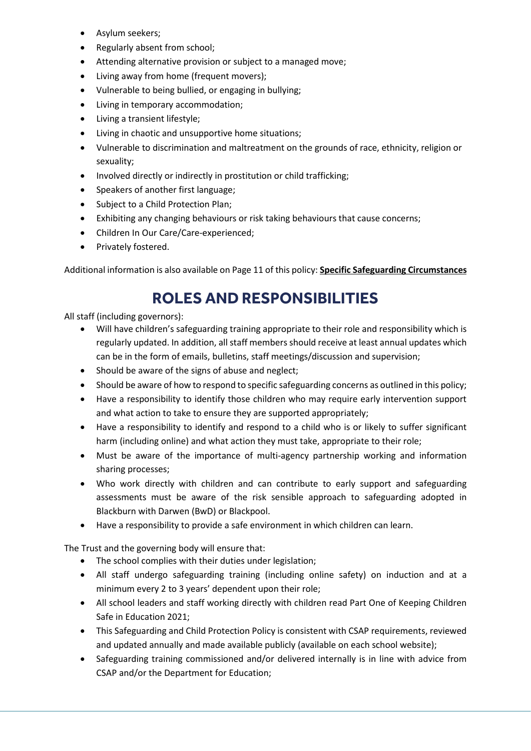- Asylum seekers;
- Regularly absent from school;
- Attending alternative provision or subject to a managed move;
- Living away from home (frequent movers);
- Vulnerable to being bullied, or engaging in bullying;
- Living in temporary accommodation;
- Living a transient lifestyle;
- Living in chaotic and unsupportive home situations;
- Vulnerable to discrimination and maltreatment on the grounds of race, ethnicity, religion or sexuality;
- Involved directly or indirectly in prostitution or child trafficking;
- Speakers of another first language;
- Subject to a Child Protection Plan;
- Exhibiting any changing behaviours or risk taking behaviours that cause concerns;
- Children In Our Care/Care-experienced;
- Privately fostered.

Additional information is also available on Page 11 of this policy: **Specific Safeguarding Circumstances**

# ROLES AND RESPONSIBILITIES

All staff (including governors):

- Will have children's safeguarding training appropriate to their role and responsibility which is regularly updated. In addition, all staff members should receive at least annual updates which can be in the form of emails, bulletins, staff meetings/discussion and supervision;
- Should be aware of the signs of abuse and neglect;
- Should be aware of how to respond to specific safeguarding concerns as outlined in this policy;
- Have a responsibility to identify those children who may require early intervention support and what action to take to ensure they are supported appropriately;
- Have a responsibility to identify and respond to a child who is or likely to suffer significant harm (including online) and what action they must take, appropriate to their role;
- Must be aware of the importance of multi-agency partnership working and information sharing processes;
- Who work directly with children and can contribute to early support and safeguarding assessments must be aware of the risk sensible approach to safeguarding adopted in Blackburn with Darwen (BwD) or Blackpool.
- Have a responsibility to provide a safe environment in which children can learn.

The Trust and the governing body will ensure that:

- The school complies with their duties under legislation;
- All staff undergo safeguarding training (including online safety) on induction and at a minimum every 2 to 3 years' dependent upon their role;
- All school leaders and staff working directly with children read Part One of Keeping Children Safe in Education 2021;
- This Safeguarding and Child Protection Policy is consistent with CSAP requirements, reviewed and updated annually and made available publicly (available on each school website);
- Safeguarding training commissioned and/or delivered internally is in line with advice from CSAP and/or the Department for Education;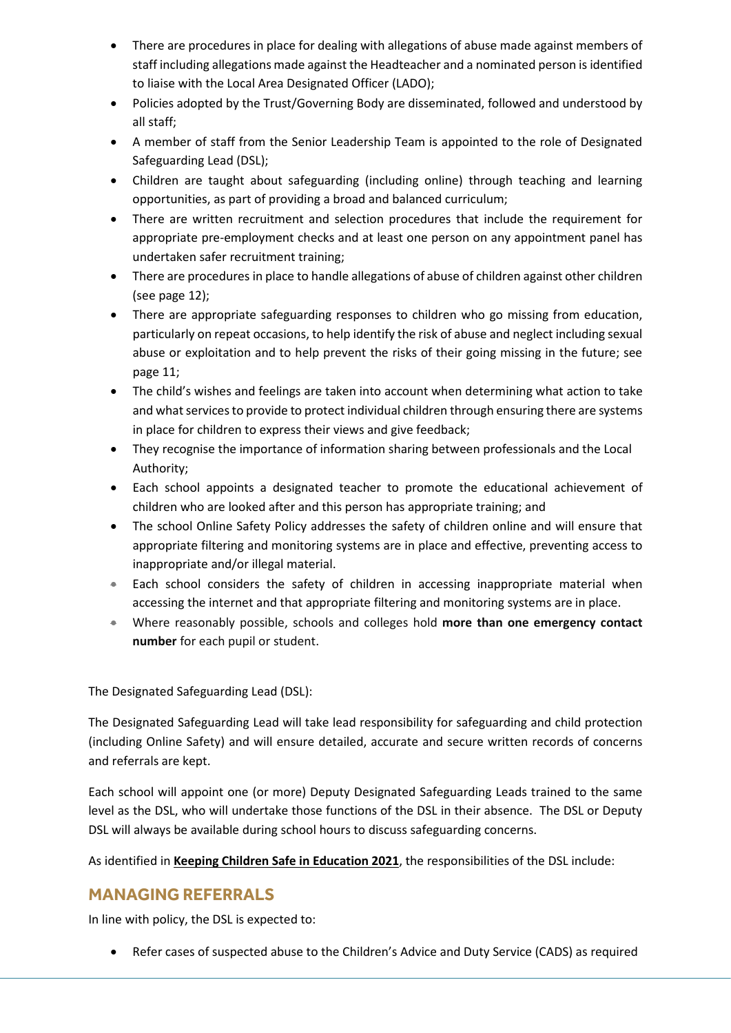- There are procedures in place for dealing with allegations of abuse made against members of staff including allegations made against the Headteacher and a nominated person is identified to liaise with the Local Area Designated Officer (LADO);
- Policies adopted by the Trust/Governing Body are disseminated, followed and understood by all staff;
- A member of staff from the Senior Leadership Team is appointed to the role of Designated Safeguarding Lead (DSL);
- Children are taught about safeguarding (including online) through teaching and learning opportunities, as part of providing a broad and balanced curriculum;
- There are written recruitment and selection procedures that include the requirement for appropriate pre-employment checks and at least one person on any appointment panel has undertaken safer recruitment training;
- There are procedures in place to handle allegations of abuse of children against other children (see page 12);
- There are appropriate safeguarding responses to children who go missing from education, particularly on repeat occasions, to help identify the risk of abuse and neglect including sexual abuse or exploitation and to help prevent the risks of their going missing in the future; see page 11;
- The child's wishes and feelings are taken into account when determining what action to take and what services to provide to protect individual children through ensuring there are systems in place for children to express their views and give feedback;
- They recognise the importance of information sharing between professionals and the Local Authority;
- Each school appoints a designated teacher to promote the educational achievement of children who are looked after and this person has appropriate training; and
- The school Online Safety Policy addresses the safety of children online and will ensure that appropriate filtering and monitoring systems are in place and effective, preventing access to inappropriate and/or illegal material.
- Each school considers the safety of children in accessing inappropriate material when accessing the internet and that appropriate filtering and monitoring systems are in place.
- Where reasonably possible, schools and colleges hold **more than one emergency contact number** for each pupil or student.

The Designated Safeguarding Lead (DSL):

The Designated Safeguarding Lead will take lead responsibility for safeguarding and child protection (including Online Safety) and will ensure detailed, accurate and secure written records of concerns and referrals are kept.

Each school will appoint one (or more) Deputy Designated Safeguarding Leads trained to the same level as the DSL, who will undertake those functions of the DSL in their absence. The DSL or Deputy DSL will always be available during school hours to discuss safeguarding concerns.

As identified in **Keeping Children Safe in Education 2021**, the responsibilities of the DSL include:

## MANAGING REFERRALS

In line with policy, the DSL is expected to:

- Refer cases of suspected abuse to the Children's Advice and Duty Service (CADS) as required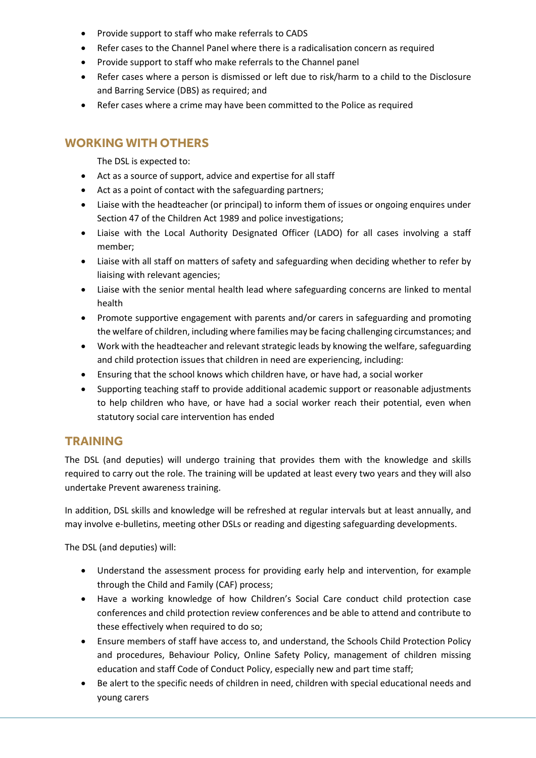- Provide support to staff who make referrals to CADS
- Refer cases to the Channel Panel where there is a radicalisation concern as required
- Provide support to staff who make referrals to the Channel panel
- Refer cases where a person is dismissed or left due to risk/harm to a child to the Disclosure and Barring Service (DBS) as required; and
- Refer cases where a crime may have been committed to the Police as required

## WORKING WITH OTHERS

The DSL is expected to:

- Act as a source of support, advice and expertise for all staff
- Act as a point of contact with the safeguarding partners;
- Liaise with the headteacher (or principal) to inform them of issues or ongoing enquires under Section 47 of the Children Act 1989 and police investigations;
- Liaise with the Local Authority Designated Officer (LADO) for all cases involving a staff member;
- Liaise with all staff on matters of safety and safeguarding when deciding whether to refer by liaising with relevant agencies;
- Liaise with the senior mental health lead where safeguarding concerns are linked to mental health
- Promote supportive engagement with parents and/or carers in safeguarding and promoting the welfare of children, including where families may be facing challenging circumstances; and
- Work with the headteacher and relevant strategic leads by knowing the welfare, safeguarding and child protection issues that children in need are experiencing, including:
- Ensuring that the school knows which children have, or have had, a social worker
- Supporting teaching staff to provide additional academic support or reasonable adjustments to help children who have, or have had a social worker reach their potential, even when statutory social care intervention has ended

## TRAINING

The DSL (and deputies) will undergo training that provides them with the knowledge and skills required to carry out the role. The training will be updated at least every two years and they will also undertake Prevent awareness training.

In addition, DSL skills and knowledge will be refreshed at regular intervals but at least annually, and may involve e-bulletins, meeting other DSLs or reading and digesting safeguarding developments.

The DSL (and deputies) will:

- Understand the assessment process for providing early help and intervention, for example through the Child and Family (CAF) process;
- Have a working knowledge of how Children's Social Care conduct child protection case conferences and child protection review conferences and be able to attend and contribute to these effectively when required to do so;
- Ensure members of staff have access to, and understand, the Schools Child Protection Policy and procedures, Behaviour Policy, Online Safety Policy, management of children missing education and staff Code of Conduct Policy, especially new and part time staff;
- Be alert to the specific needs of children in need, children with special educational needs and young carers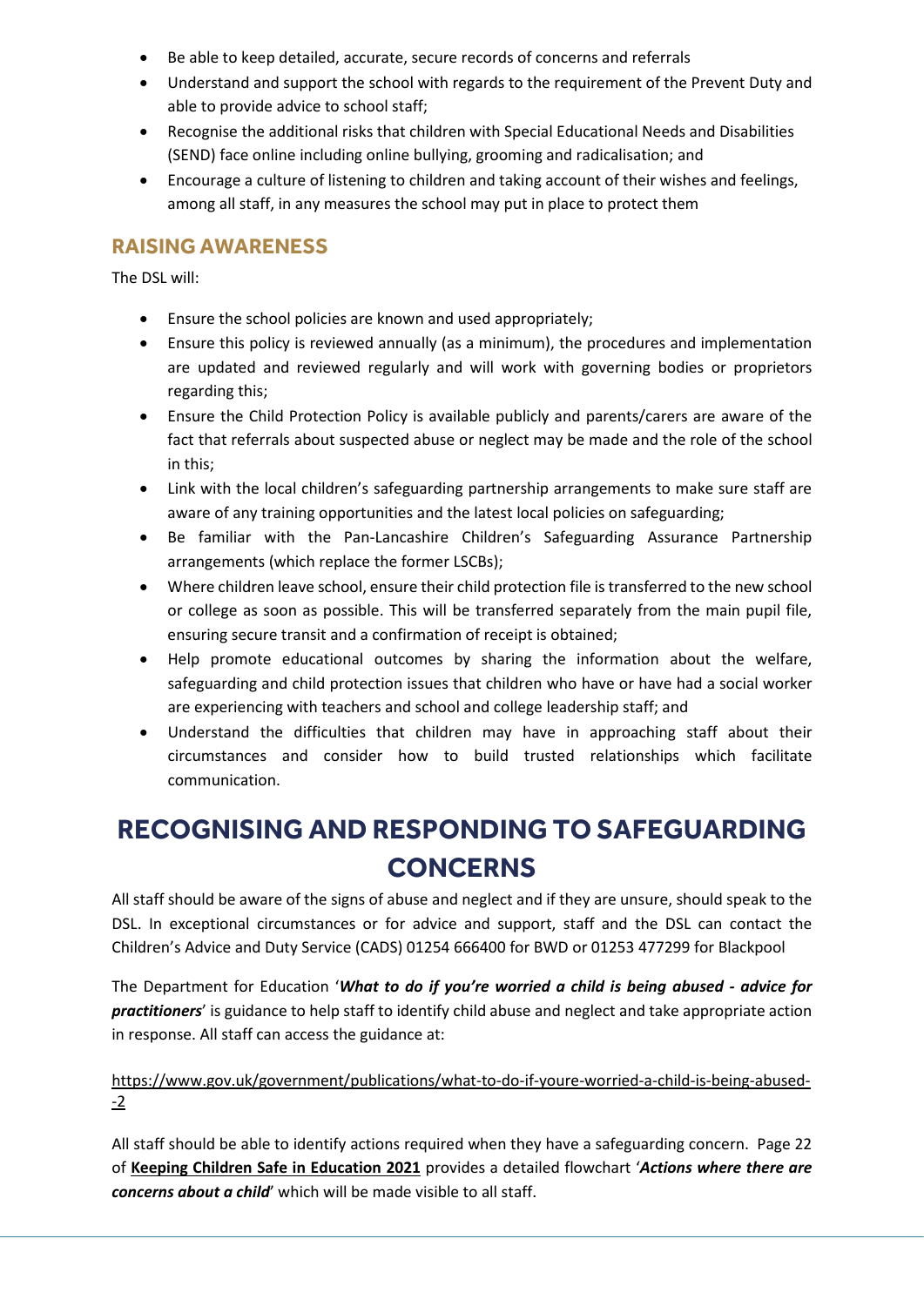- Be able to keep detailed, accurate, secure records of concerns and referrals
- Understand and support the school with regards to the requirement of the Prevent Duty and able to provide advice to school staff;
- Recognise the additional risks that children with Special Educational Needs and Disabilities (SEND) face online including online bullying, grooming and radicalisation; and
- Encourage a culture of listening to children and taking account of their wishes and feelings, among all staff, in any measures the school may put in place to protect them

### RAISING AWARENESS

The DSL will:

- Ensure the school policies are known and used appropriately;
- Ensure this policy is reviewed annually (as a minimum), the procedures and implementation are updated and reviewed regularly and will work with governing bodies or proprietors regarding this;
- Ensure the Child Protection Policy is available publicly and parents/carers are aware of the fact that referrals about suspected abuse or neglect may be made and the role of the school in this;
- Link with the local children's safeguarding partnership arrangements to make sure staff are aware of any training opportunities and the latest local policies on safeguarding;
- Be familiar with the Pan-Lancashire Children's Safeguarding Assurance Partnership arrangements (which replace the former LSCBs);
- Where children leave school, ensure their child protection file is transferred to the new school or college as soon as possible. This will be transferred separately from the main pupil file, ensuring secure transit and a confirmation of receipt is obtained;
- Help promote educational outcomes by sharing the information about the welfare, safeguarding and child protection issues that children who have or have had a social worker are experiencing with teachers and school and college leadership staff; and
- Understand the difficulties that children may have in approaching staff about their circumstances and consider how to build trusted relationships which facilitate communication.

## RECOGNISING AND RESPONDING TO SAFEGUARDING CONCERNS

All staff should be aware of the signs of abuse and neglect and if they are unsure, should speak to the DSL. In exceptional circumstances or for advice and support, staff and the DSL can contact the Children's Advice and Duty Service (CADS) 01254 666400 for BWD or 01253 477299 for Blackpool

The Department for Education '***What to do if you're worried a child is being abused - advice for practitioners***' is guidance to help staff to identify child abuse and neglect and take appropriate action in response. All staff can access the guidance at:

https://www.gov.uk/government/publications/what-to-do-if-youre-worried-a-child-is-being-abused--2

All staff should be able to identify actions required when they have a safeguarding concern. Page 22 of **Keeping Children Safe in Education 2021** provides a detailed flowchart '***Actions where there are concerns about a child***' which will be made visible to all staff.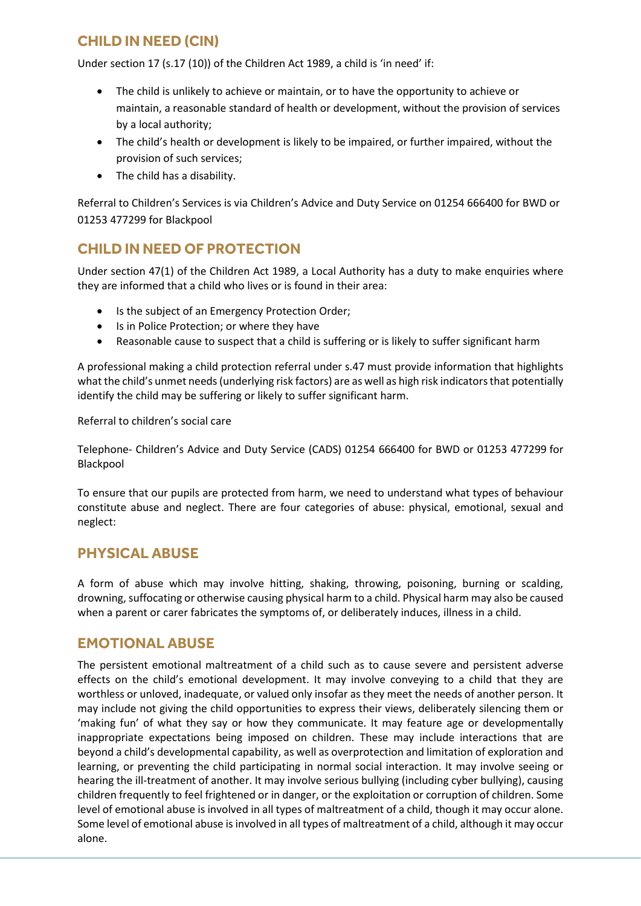## CHILD IN NEED (CIN)

Under section 17 (s.17 (10)) of the Children Act 1989, a child is 'in need' if:

- The child is unlikely to achieve or maintain, or to have the opportunity to achieve or maintain, a reasonable standard of health or development, without the provision of services by a local authority;
- The child's health or development is likely to be impaired, or further impaired, without the provision of such services;
- The child has a disability.

Referral to Children's Services is via Children's Advice and Duty Service on 01254 666400 for BWD or 01253 477299 for Blackpool

## CHILD IN NEED OF PROTECTION

Under section 47(1) of the Children Act 1989, a Local Authority has a duty to make enquiries where they are informed that a child who lives or is found in their area:

- Is the subject of an Emergency Protection Order;
- Is in Police Protection; or where they have
- Reasonable cause to suspect that a child is suffering or is likely to suffer significant harm

A professional making a child protection referral under s.47 must provide information that highlights what the child's unmet needs (underlying risk factors) are as well as high risk indicators that potentially identify the child may be suffering or likely to suffer significant harm.

Referral to children's social care

Telephone- Children's Advice and Duty Service (CADS) 01254 666400 for BWD or 01253 477299 for Blackpool

To ensure that our pupils are protected from harm, we need to understand what types of behaviour constitute abuse and neglect. There are four categories of abuse: physical, emotional, sexual and neglect:

## PHYSICAL ABUSE

A form of abuse which may involve hitting, shaking, throwing, poisoning, burning or scalding, drowning, suffocating or otherwise causing physical harm to a child. Physical harm may also be caused when a parent or carer fabricates the symptoms of, or deliberately induces, illness in a child.

## EMOTIONAL ABUSE

The persistent emotional maltreatment of a child such as to cause severe and persistent adverse effects on the child's emotional development. It may involve conveying to a child that they are worthless or unloved, inadequate, or valued only insofar as they meet the needs of another person. It may include not giving the child opportunities to express their views, deliberately silencing them or 'making fun' of what they say or how they communicate. It may feature age or developmentally inappropriate expectations being imposed on children. These may include interactions that are beyond a child's developmental capability, as well as overprotection and limitation of exploration and learning, or preventing the child participating in normal social interaction. It may involve seeing or hearing the ill-treatment of another. It may involve serious bullying (including cyber bullying), causing children frequently to feel frightened or in danger, or the exploitation or corruption of children. Some level of emotional abuse is involved in all types of maltreatment of a child, though it may occur alone. Some level of emotional abuse is involved in all types of maltreatment of a child, although it may occur alone.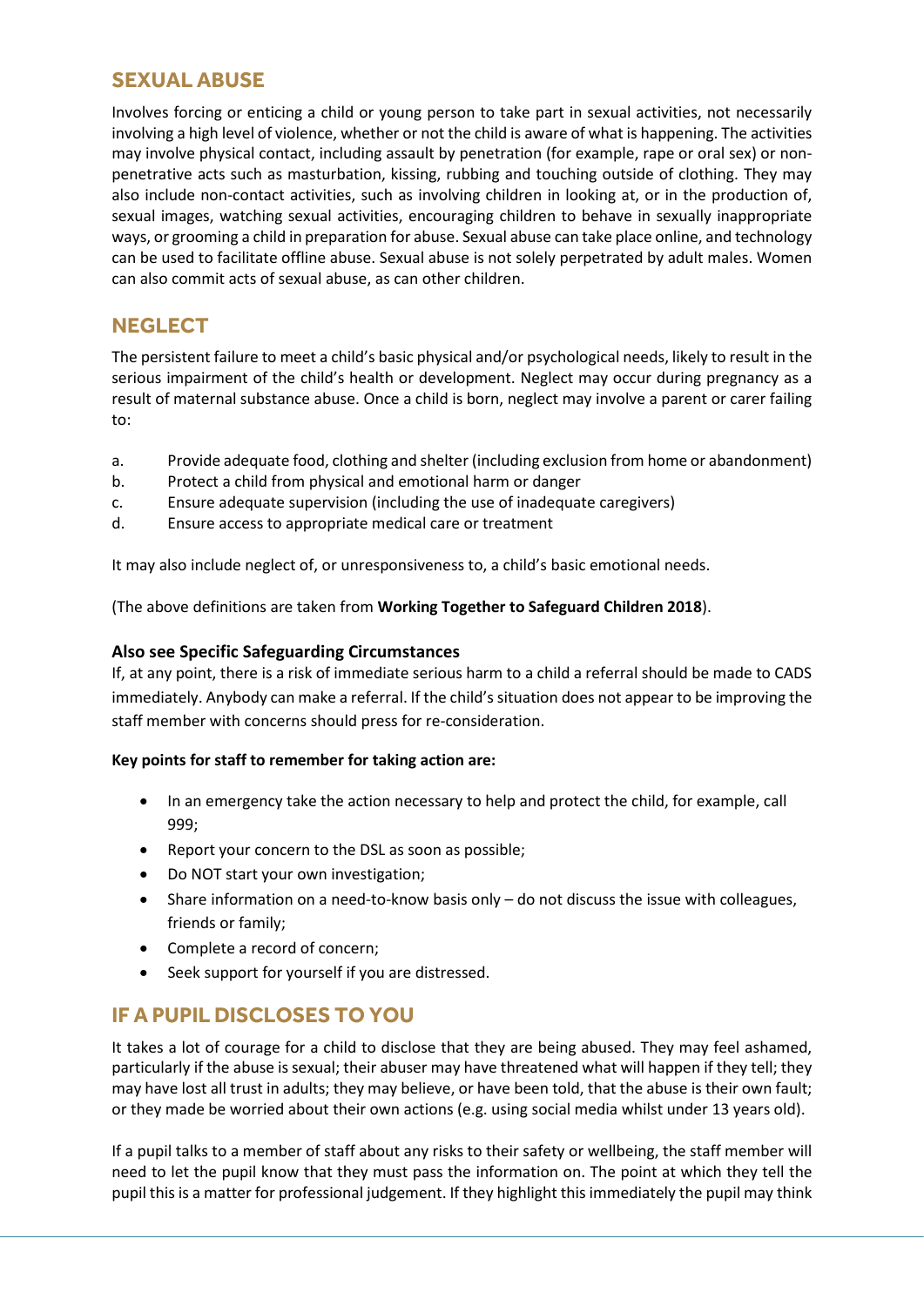## SEXUAL ABUSE

Involves forcing or enticing a child or young person to take part in sexual activities, not necessarily involving a high level of violence, whether or not the child is aware of what is happening. The activities may involve physical contact, including assault by penetration (for example, rape or oral sex) or non-penetrative acts such as masturbation, kissing, rubbing and touching outside of clothing. They may also include non-contact activities, such as involving children in looking at, or in the production of, sexual images, watching sexual activities, encouraging children to behave in sexually inappropriate ways, or grooming a child in preparation for abuse. Sexual abuse can take place online, and technology can be used to facilitate offline abuse. Sexual abuse is not solely perpetrated by adult males. Women can also commit acts of sexual abuse, as can other children.

## NEGLECT

The persistent failure to meet a child's basic physical and/or psychological needs, likely to result in the serious impairment of the child's health or development. Neglect may occur during pregnancy as a result of maternal substance abuse. Once a child is born, neglect may involve a parent or carer failing to:

a. Provide adequate food, clothing and shelter (including exclusion from home or abandonment)
b. Protect a child from physical and emotional harm or danger
c. Ensure adequate supervision (including the use of inadequate caregivers)
d. Ensure access to appropriate medical care or treatment

It may also include neglect of, or unresponsiveness to, a child's basic emotional needs.

(The above definitions are taken from **Working Together to Safeguard Children 2018**).

### Also see Specific Safeguarding Circumstances

If, at any point, there is a risk of immediate serious harm to a child a referral should be made to CADS immediately. Anybody can make a referral. If the child's situation does not appear to be improving the staff member with concerns should press for re-consideration.

**Key points for staff to remember for taking action are:**

- In an emergency take the action necessary to help and protect the child, for example, call 999;
- Report your concern to the DSL as soon as possible;
- Do NOT start your own investigation;
- Share information on a need-to-know basis only – do not discuss the issue with colleagues, friends or family;
- Complete a record of concern;
- Seek support for yourself if you are distressed.

## IF A PUPIL DISCLOSES TO YOU

It takes a lot of courage for a child to disclose that they are being abused. They may feel ashamed, particularly if the abuse is sexual; their abuser may have threatened what will happen if they tell; they may have lost all trust in adults; they may believe, or have been told, that the abuse is their own fault; or they made be worried about their own actions (e.g. using social media whilst under 13 years old).

If a pupil talks to a member of staff about any risks to their safety or wellbeing, the staff member will need to let the pupil know that they must pass the information on. The point at which they tell the pupil this is a matter for professional judgement. If they highlight this immediately the pupil may think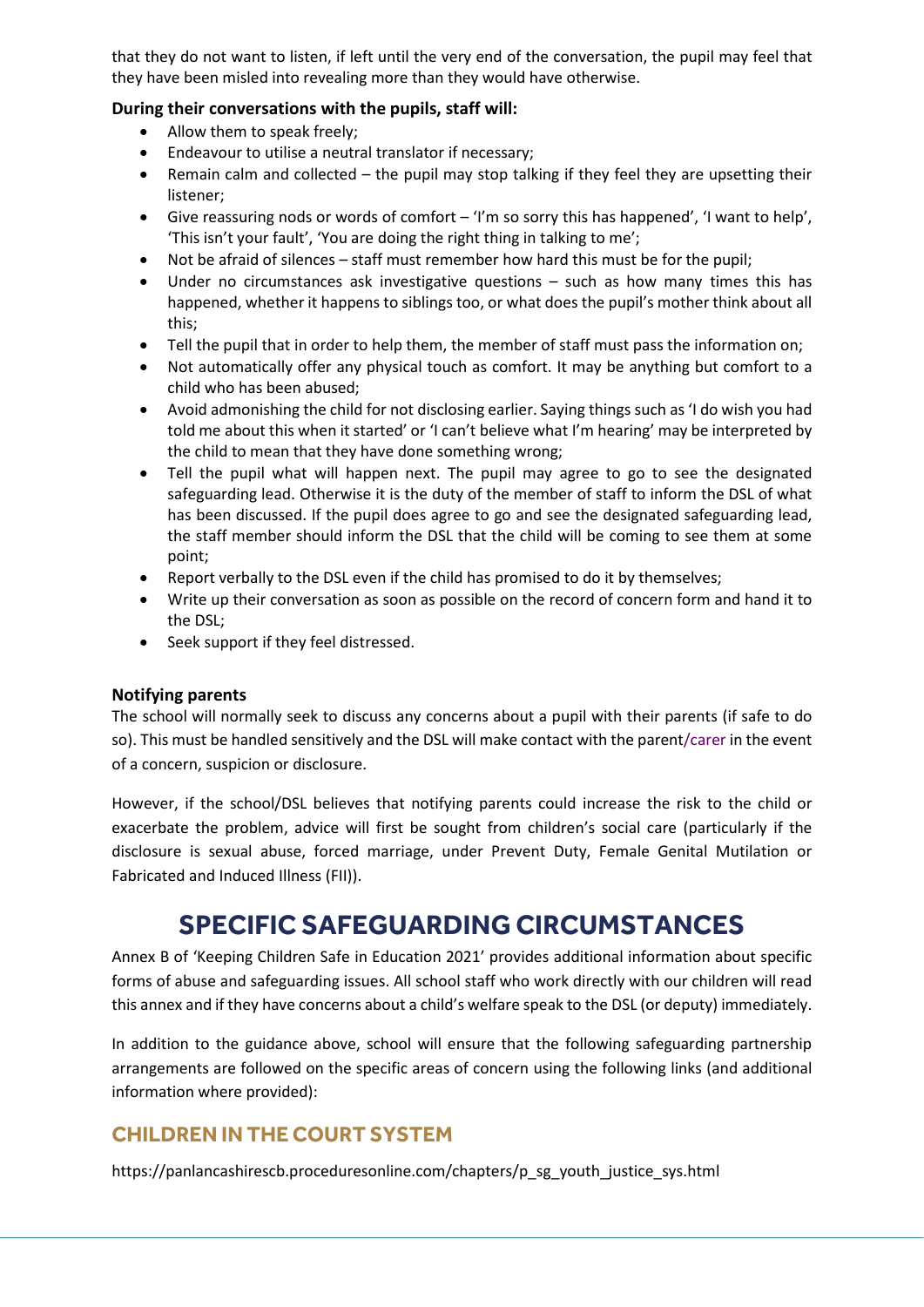that they do not want to listen, if left until the very end of the conversation, the pupil may feel that they have been misled into revealing more than they would have otherwise.

**During their conversations with the pupils, staff will:**

- Allow them to speak freely;
- Endeavour to utilise a neutral translator if necessary;
- Remain calm and collected – the pupil may stop talking if they feel they are upsetting their listener;
- Give reassuring nods or words of comfort – 'I'm so sorry this has happened', 'I want to help', 'This isn't your fault', 'You are doing the right thing in talking to me';
- Not be afraid of silences – staff must remember how hard this must be for the pupil;
- Under no circumstances ask investigative questions – such as how many times this has happened, whether it happens to siblings too, or what does the pupil's mother think about all this;
- Tell the pupil that in order to help them, the member of staff must pass the information on;
- Not automatically offer any physical touch as comfort. It may be anything but comfort to a child who has been abused;
- Avoid admonishing the child for not disclosing earlier. Saying things such as 'I do wish you had told me about this when it started' or 'I can't believe what I'm hearing' may be interpreted by the child to mean that they have done something wrong;
- Tell the pupil what will happen next. The pupil may agree to go to see the designated safeguarding lead. Otherwise it is the duty of the member of staff to inform the DSL of what has been discussed. If the pupil does agree to go and see the designated safeguarding lead, the staff member should inform the DSL that the child will be coming to see them at some point;
- Report verbally to the DSL even if the child has promised to do it by themselves;
- Write up their conversation as soon as possible on the record of concern form and hand it to the DSL;
- Seek support if they feel distressed.

**Notifying parents**

The school will normally seek to discuss any concerns about a pupil with their parents (if safe to do so). This must be handled sensitively and the DSL will make contact with the parent/carer in the event of a concern, suspicion or disclosure.

However, if the school/DSL believes that notifying parents could increase the risk to the child or exacerbate the problem, advice will first be sought from children's social care (particularly if the disclosure is sexual abuse, forced marriage, under Prevent Duty, Female Genital Mutilation or Fabricated and Induced Illness (FII)).

# SPECIFIC SAFEGUARDING CIRCUMSTANCES

Annex B of 'Keeping Children Safe in Education 2021' provides additional information about specific forms of abuse and safeguarding issues. All school staff who work directly with our children will read this annex and if they have concerns about a child's welfare speak to the DSL (or deputy) immediately.

In addition to the guidance above, school will ensure that the following safeguarding partnership arrangements are followed on the specific areas of concern using the following links (and additional information where provided):

## CHILDREN IN THE COURT SYSTEM

https://panlancashirescb.proceduresonline.com/chapters/p_sg_youth_justice_sys.html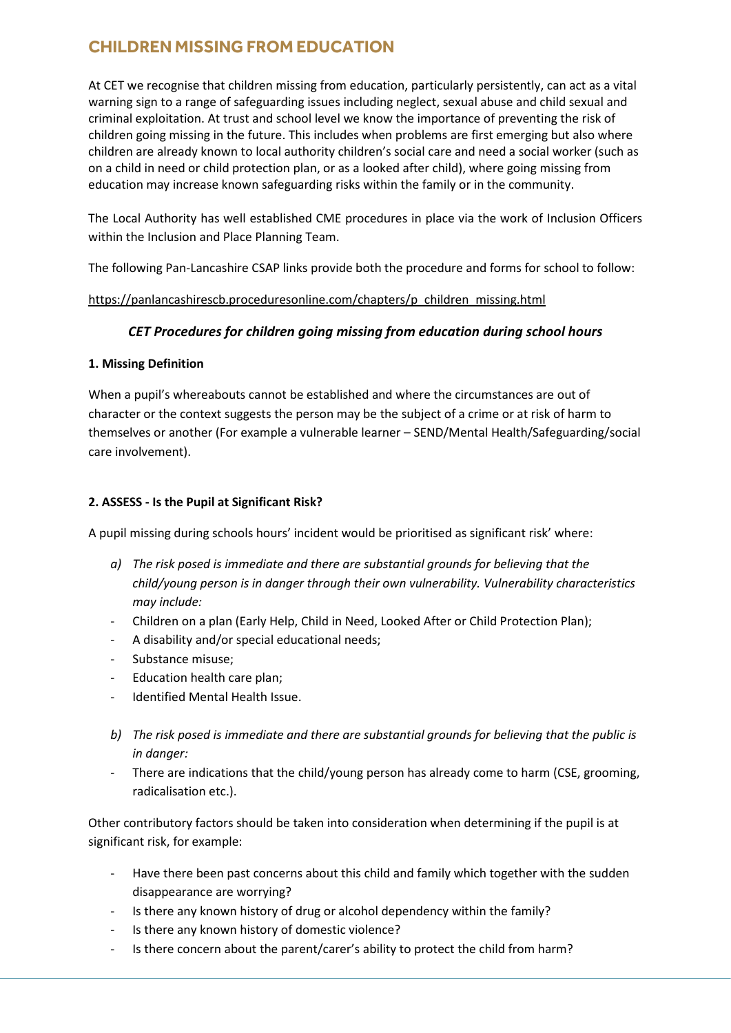## CHILDREN MISSING FROM EDUCATION

At CET we recognise that children missing from education, particularly persistently, can act as a vital warning sign to a range of safeguarding issues including neglect, sexual abuse and child sexual and criminal exploitation. At trust and school level we know the importance of preventing the risk of children going missing in the future. This includes when problems are first emerging but also where children are already known to local authority children's social care and need a social worker (such as on a child in need or child protection plan, or as a looked after child), where going missing from education may increase known safeguarding risks within the family or in the community.

The Local Authority has well established CME procedures in place via the work of Inclusion Officers within the Inclusion and Place Planning Team.

The following Pan-Lancashire CSAP links provide both the procedure and forms for school to follow:

https://panlancashirescb.proceduresonline.com/chapters/p_children_missing.html

### *CET Procedures for children going missing from education during school hours*

**1. Missing Definition**

When a pupil's whereabouts cannot be established and where the circumstances are out of character or the context suggests the person may be the subject of a crime or at risk of harm to themselves or another (For example a vulnerable learner – SEND/Mental Health/Safeguarding/social care involvement).

**2. ASSESS - Is the Pupil at Significant Risk?**

A pupil missing during schools hours' incident would be prioritised as significant risk' where:

a) *The risk posed is immediate and there are substantial grounds for believing that the child/young person is in danger through their own vulnerability. Vulnerability characteristics may include:*

- Children on a plan (Early Help, Child in Need, Looked After or Child Protection Plan);
- A disability and/or special educational needs;
- Substance misuse;
- Education health care plan;
- Identified Mental Health Issue.

b) *The risk posed is immediate and there are substantial grounds for believing that the public is in danger:*

- There are indications that the child/young person has already come to harm (CSE, grooming, radicalisation etc.).

Other contributory factors should be taken into consideration when determining if the pupil is at significant risk, for example:

- Have there been past concerns about this child and family which together with the sudden disappearance are worrying?
- Is there any known history of drug or alcohol dependency within the family?
- Is there any known history of domestic violence?
- Is there concern about the parent/carer's ability to protect the child from harm?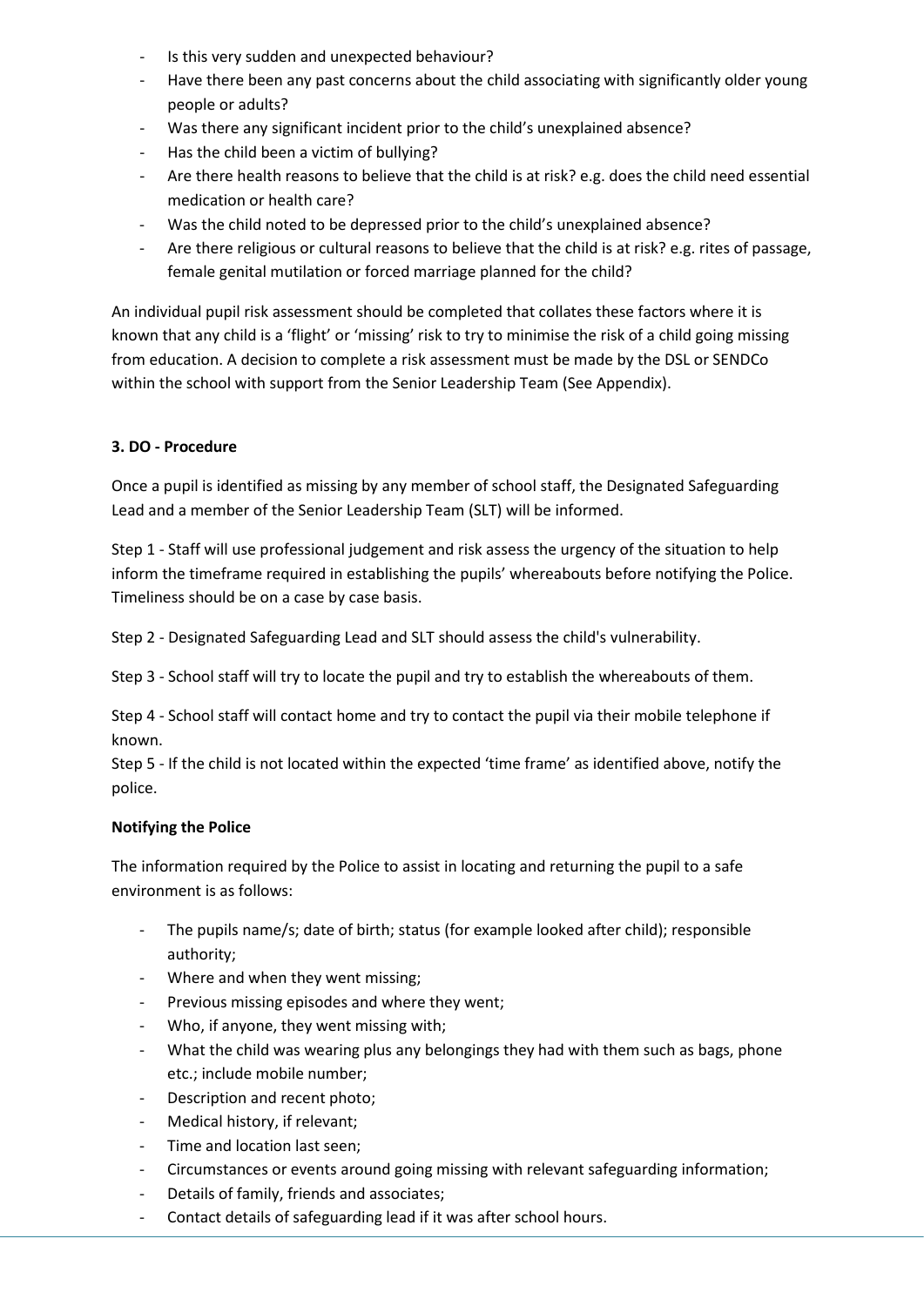- Is this very sudden and unexpected behaviour?
- Have there been any past concerns about the child associating with significantly older young people or adults?
- Was there any significant incident prior to the child's unexplained absence?
- Has the child been a victim of bullying?
- Are there health reasons to believe that the child is at risk? e.g. does the child need essential medication or health care?
- Was the child noted to be depressed prior to the child's unexplained absence?
- Are there religious or cultural reasons to believe that the child is at risk? e.g. rites of passage, female genital mutilation or forced marriage planned for the child?

An individual pupil risk assessment should be completed that collates these factors where it is known that any child is a 'flight' or 'missing' risk to try to minimise the risk of a child going missing from education. A decision to complete a risk assessment must be made by the DSL or SENDCo within the school with support from the Senior Leadership Team (See Appendix).

**3. DO - Procedure**

Once a pupil is identified as missing by any member of school staff, the Designated Safeguarding Lead and a member of the Senior Leadership Team (SLT) will be informed.

Step 1 - Staff will use professional judgement and risk assess the urgency of the situation to help inform the timeframe required in establishing the pupils' whereabouts before notifying the Police. Timeliness should be on a case by case basis.

Step 2 - Designated Safeguarding Lead and SLT should assess the child's vulnerability.

Step 3 - School staff will try to locate the pupil and try to establish the whereabouts of them.

Step 4 - School staff will contact home and try to contact the pupil via their mobile telephone if known.

Step 5 - If the child is not located within the expected 'time frame' as identified above, notify the police.

**Notifying the Police**

The information required by the Police to assist in locating and returning the pupil to a safe environment is as follows:

- The pupils name/s; date of birth; status (for example looked after child); responsible authority;
- Where and when they went missing;
- Previous missing episodes and where they went;
- Who, if anyone, they went missing with;
- What the child was wearing plus any belongings they had with them such as bags, phone etc.; include mobile number;
- Description and recent photo;
- Medical history, if relevant;
- Time and location last seen;
- Circumstances or events around going missing with relevant safeguarding information;
- Details of family, friends and associates;
- Contact details of safeguarding lead if it was after school hours.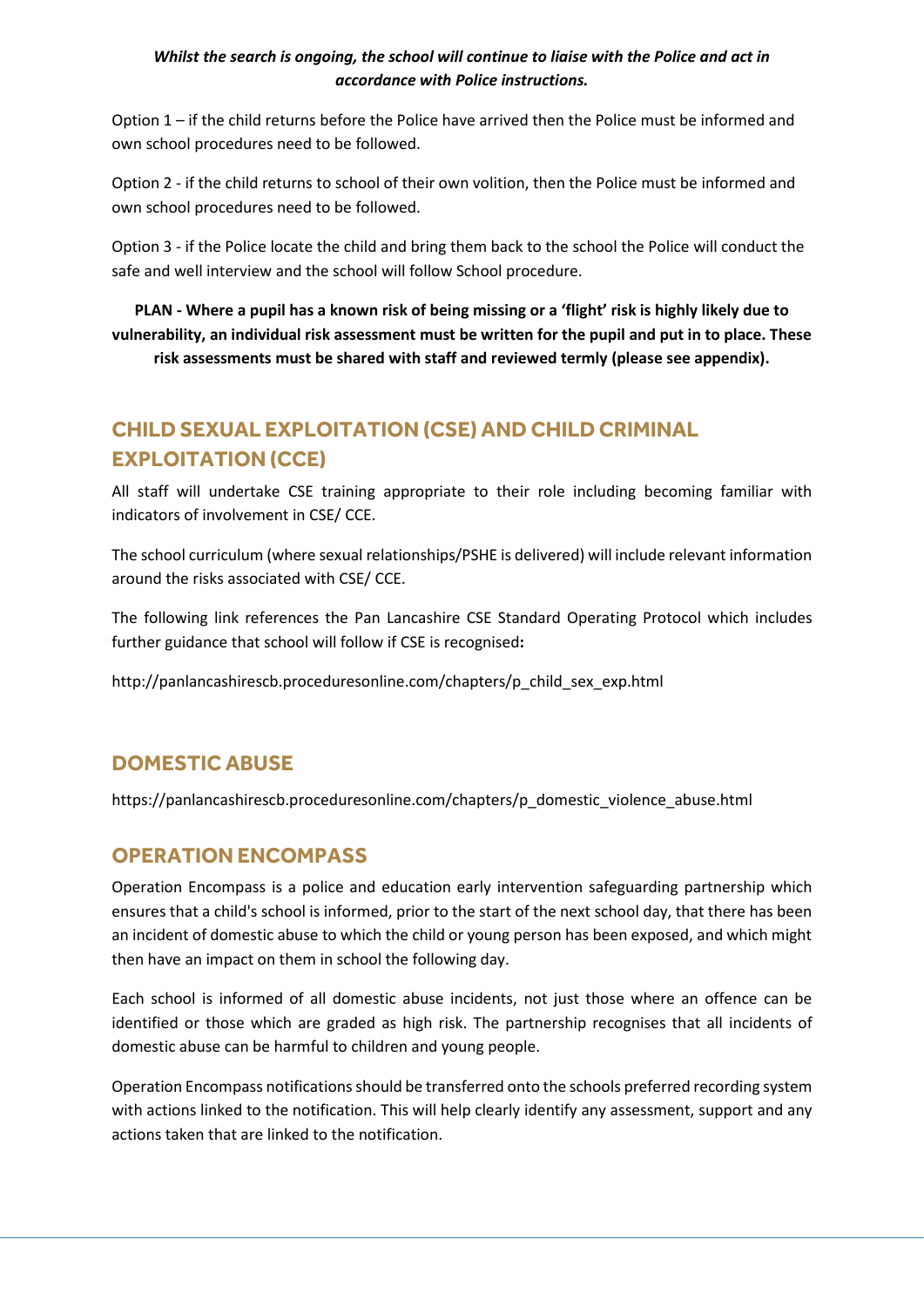***Whilst the search is ongoing, the school will continue to liaise with the Police and act in accordance with Police instructions.***

Option 1 – if the child returns before the Police have arrived then the Police must be informed and own school procedures need to be followed.

Option 2 - if the child returns to school of their own volition, then the Police must be informed and own school procedures need to be followed.

Option 3 - if the Police locate the child and bring them back to the school the Police will conduct the safe and well interview and the school will follow School procedure.

**PLAN - Where a pupil has a known risk of being missing or a 'flight' risk is highly likely due to vulnerability, an individual risk assessment must be written for the pupil and put in to place. These risk assessments must be shared with staff and reviewed termly (please see appendix).**

## CHILD SEXUAL EXPLOITATION (CSE) AND CHILD CRIMINAL EXPLOITATION (CCE)

All staff will undertake CSE training appropriate to their role including becoming familiar with indicators of involvement in CSE/ CCE.

The school curriculum (where sexual relationships/PSHE is delivered) will include relevant information around the risks associated with CSE/ CCE.

The following link references the Pan Lancashire CSE Standard Operating Protocol which includes further guidance that school will follow if CSE is recognised**:**

http://panlancashirescb.proceduresonline.com/chapters/p_child_sex_exp.html

## DOMESTIC ABUSE

https://panlancashirescb.proceduresonline.com/chapters/p_domestic_violence_abuse.html

## OPERATION ENCOMPASS

Operation Encompass is a police and education early intervention safeguarding partnership which ensures that a child's school is informed, prior to the start of the next school day, that there has been an incident of domestic abuse to which the child or young person has been exposed, and which might then have an impact on them in school the following day.

Each school is informed of all domestic abuse incidents, not just those where an offence can be identified or those which are graded as high risk. The partnership recognises that all incidents of domestic abuse can be harmful to children and young people.

Operation Encompass notifications should be transferred onto the schools preferred recording system with actions linked to the notification. This will help clearly identify any assessment, support and any actions taken that are linked to the notification.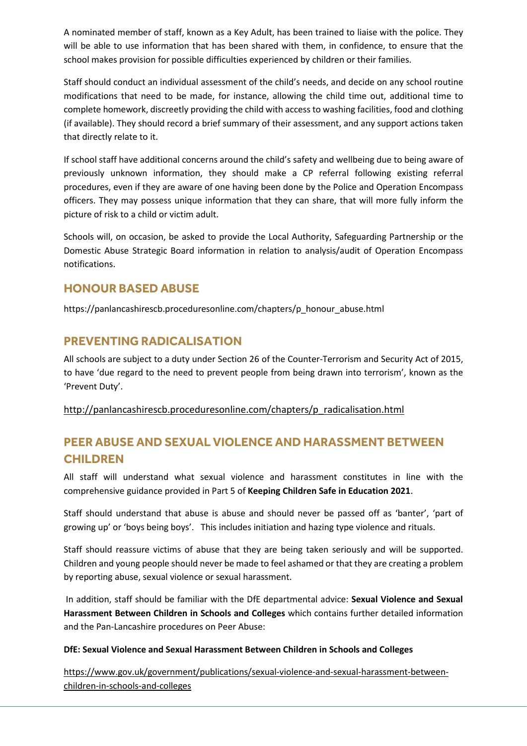A nominated member of staff, known as a Key Adult, has been trained to liaise with the police. They will be able to use information that has been shared with them, in confidence, to ensure that the school makes provision for possible difficulties experienced by children or their families.

Staff should conduct an individual assessment of the child's needs, and decide on any school routine modifications that need to be made, for instance, allowing the child time out, additional time to complete homework, discreetly providing the child with access to washing facilities, food and clothing (if available). They should record a brief summary of their assessment, and any support actions taken that directly relate to it.

If school staff have additional concerns around the child's safety and wellbeing due to being aware of previously unknown information, they should make a CP referral following existing referral procedures, even if they are aware of one having been done by the Police and Operation Encompass officers. They may possess unique information that they can share, that will more fully inform the picture of risk to a child or victim adult.

Schools will, on occasion, be asked to provide the Local Authority, Safeguarding Partnership or the Domestic Abuse Strategic Board information in relation to analysis/audit of Operation Encompass notifications.

## HONOUR BASED ABUSE

https://panlancashirescb.proceduresonline.com/chapters/p_honour_abuse.html

## PREVENTING RADICALISATION

All schools are subject to a duty under Section 26 of the Counter-Terrorism and Security Act of 2015, to have 'due regard to the need to prevent people from being drawn into terrorism', known as the 'Prevent Duty'.

http://panlancashirescb.proceduresonline.com/chapters/p_radicalisation.html

## PEER ABUSE AND SEXUAL VIOLENCE AND HARASSMENT BETWEEN CHILDREN

All staff will understand what sexual violence and harassment constitutes in line with the comprehensive guidance provided in Part 5 of **Keeping Children Safe in Education 2021**.

Staff should understand that abuse is abuse and should never be passed off as 'banter', 'part of growing up' or 'boys being boys'. This includes initiation and hazing type violence and rituals.

Staff should reassure victims of abuse that they are being taken seriously and will be supported. Children and young people should never be made to feel ashamed or that they are creating a problem by reporting abuse, sexual violence or sexual harassment.

In addition, staff should be familiar with the DfE departmental advice: **Sexual Violence and Sexual Harassment Between Children in Schools and Colleges** which contains further detailed information and the Pan-Lancashire procedures on Peer Abuse:

**DfE: Sexual Violence and Sexual Harassment Between Children in Schools and Colleges**

https://www.gov.uk/government/publications/sexual-violence-and-sexual-harassment-between-children-in-schools-and-colleges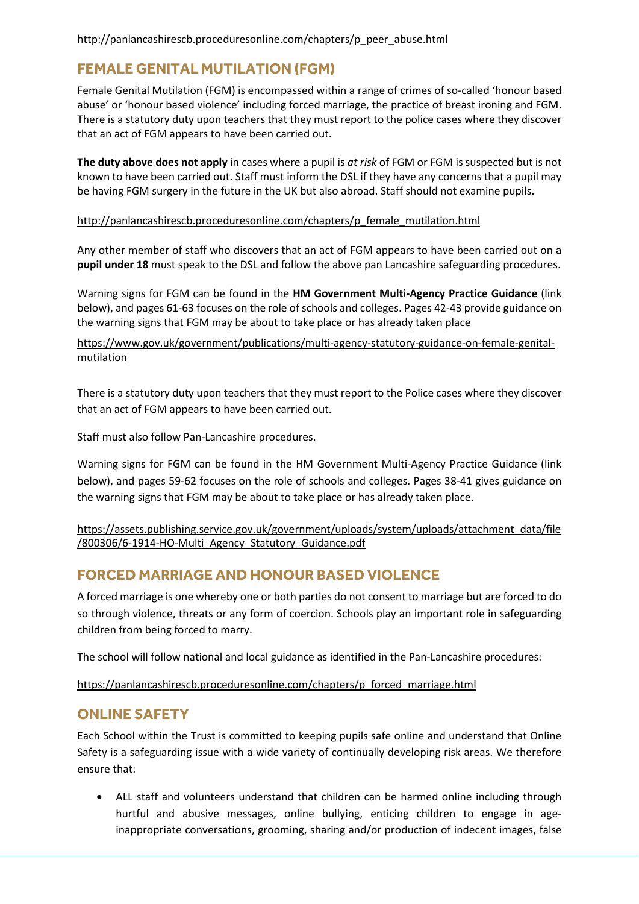http://panlancashirescb.proceduresonline.com/chapters/p_peer_abuse.html

## FEMALE GENITAL MUTILATION (FGM)

Female Genital Mutilation (FGM) is encompassed within a range of crimes of so-called 'honour based abuse' or 'honour based violence' including forced marriage, the practice of breast ironing and FGM. There is a statutory duty upon teachers that they must report to the police cases where they discover that an act of FGM appears to have been carried out.

**The duty above does not apply** in cases where a pupil is *at risk* of FGM or FGM is suspected but is not known to have been carried out. Staff must inform the DSL if they have any concerns that a pupil may be having FGM surgery in the future in the UK but also abroad. Staff should not examine pupils.

http://panlancashirescb.proceduresonline.com/chapters/p_female_mutilation.html

Any other member of staff who discovers that an act of FGM appears to have been carried out on a **pupil under 18** must speak to the DSL and follow the above pan Lancashire safeguarding procedures.

Warning signs for FGM can be found in the **HM Government Multi-Agency Practice Guidance** (link below), and pages 61-63 focuses on the role of schools and colleges. Pages 42-43 provide guidance on the warning signs that FGM may be about to take place or has already taken place

https://www.gov.uk/government/publications/multi-agency-statutory-guidance-on-female-genital-mutilation

There is a statutory duty upon teachers that they must report to the Police cases where they discover that an act of FGM appears to have been carried out.

Staff must also follow Pan-Lancashire procedures.

Warning signs for FGM can be found in the HM Government Multi-Agency Practice Guidance (link below), and pages 59-62 focuses on the role of schools and colleges. Pages 38-41 gives guidance on the warning signs that FGM may be about to take place or has already taken place.

https://assets.publishing.service.gov.uk/government/uploads/system/uploads/attachment_data/file/800306/6-1914-HO-Multi_Agency_Statutory_Guidance.pdf

## FORCED MARRIAGE AND HONOUR BASED VIOLENCE

A forced marriage is one whereby one or both parties do not consent to marriage but are forced to do so through violence, threats or any form of coercion. Schools play an important role in safeguarding children from being forced to marry.

The school will follow national and local guidance as identified in the Pan-Lancashire procedures:

https://panlancashirescb.proceduresonline.com/chapters/p_forced_marriage.html

## ONLINE SAFETY

Each School within the Trust is committed to keeping pupils safe online and understand that Online Safety is a safeguarding issue with a wide variety of continually developing risk areas. We therefore ensure that:

- ALL staff and volunteers understand that children can be harmed online including through hurtful and abusive messages, online bullying, enticing children to engage in age-inappropriate conversations, grooming, sharing and/or production of indecent images, false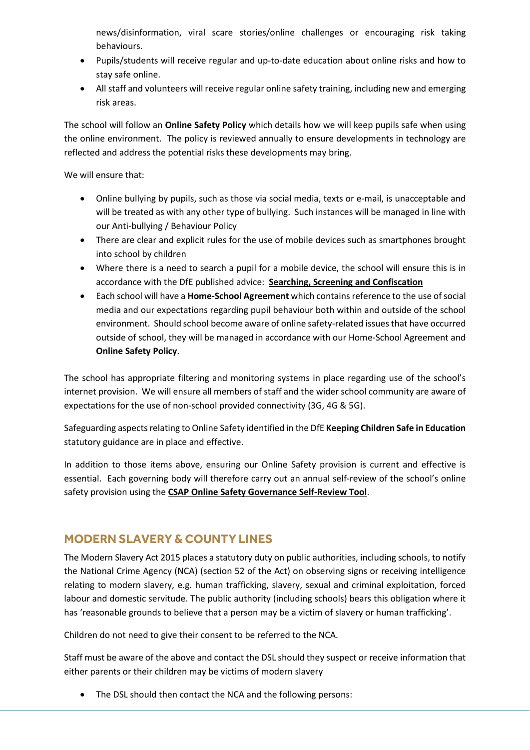news/disinformation, viral scare stories/online challenges or encouraging risk taking behaviours.

- Pupils/students will receive regular and up-to-date education about online risks and how to stay safe online.
- All staff and volunteers will receive regular online safety training, including new and emerging risk areas.

The school will follow an **Online Safety Policy** which details how we will keep pupils safe when using the online environment. The policy is reviewed annually to ensure developments in technology are reflected and address the potential risks these developments may bring.

We will ensure that:

- Online bullying by pupils, such as those via social media, texts or e-mail, is unacceptable and will be treated as with any other type of bullying. Such instances will be managed in line with our Anti-bullying / Behaviour Policy
- There are clear and explicit rules for the use of mobile devices such as smartphones brought into school by children
- Where there is a need to search a pupil for a mobile device, the school will ensure this is in accordance with the DfE published advice: **Searching, Screening and Confiscation**
- Each school will have a **Home-School Agreement** which contains reference to the use of social media and our expectations regarding pupil behaviour both within and outside of the school environment. Should school become aware of online safety-related issues that have occurred outside of school, they will be managed in accordance with our Home-School Agreement and **Online Safety Policy**.

The school has appropriate filtering and monitoring systems in place regarding use of the school's internet provision. We will ensure all members of staff and the wider school community are aware of expectations for the use of non-school provided connectivity (3G, 4G & 5G).

Safeguarding aspects relating to Online Safety identified in the DfE **Keeping Children Safe in Education** statutory guidance are in place and effective.

In addition to those items above, ensuring our Online Safety provision is current and effective is essential. Each governing body will therefore carry out an annual self-review of the school's online safety provision using the **CSAP Online Safety Governance Self-Review Tool**.

## MODERN SLAVERY & COUNTY LINES

The Modern Slavery Act 2015 places a statutory duty on public authorities, including schools, to notify the National Crime Agency (NCA) (section 52 of the Act) on observing signs or receiving intelligence relating to modern slavery, e.g. human trafficking, slavery, sexual and criminal exploitation, forced labour and domestic servitude. The public authority (including schools) bears this obligation where it has 'reasonable grounds to believe that a person may be a victim of slavery or human trafficking'.

Children do not need to give their consent to be referred to the NCA.

Staff must be aware of the above and contact the DSL should they suspect or receive information that either parents or their children may be victims of modern slavery

- The DSL should then contact the NCA and the following persons: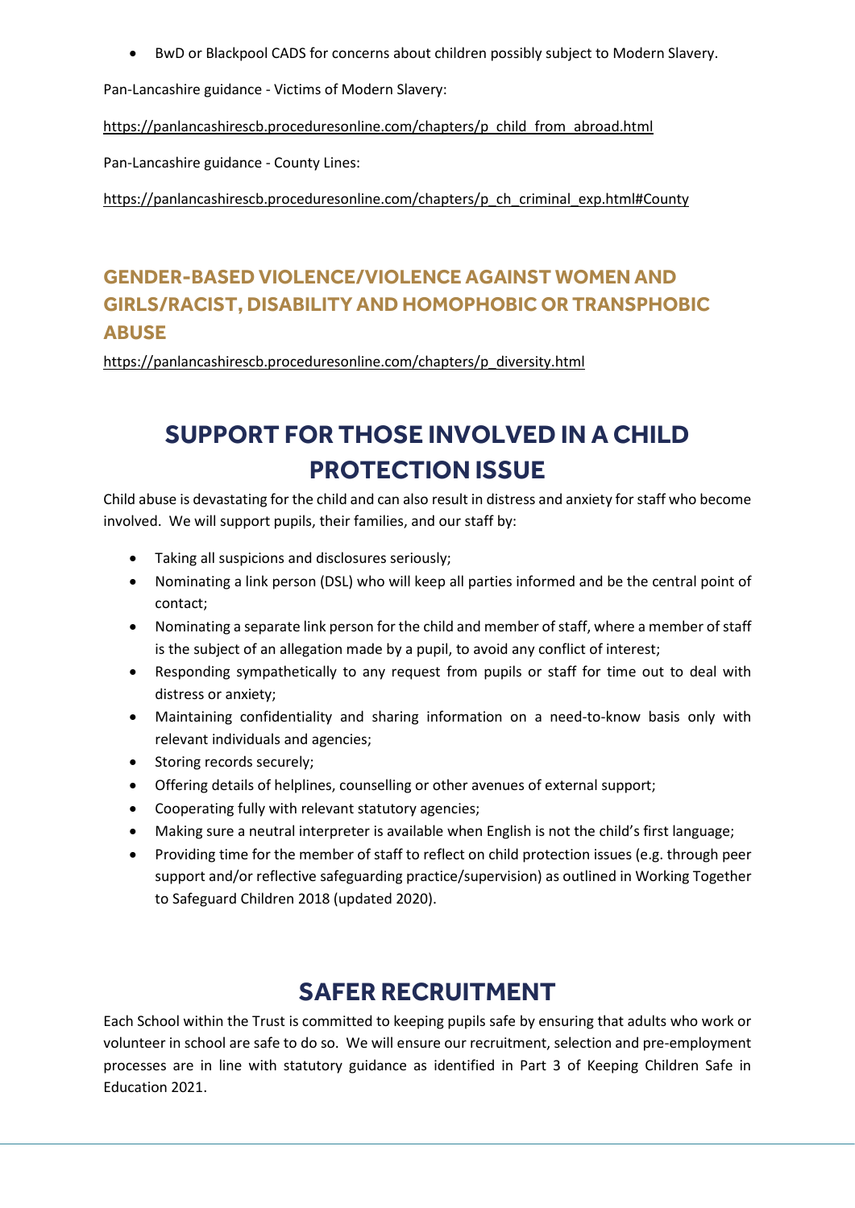- BwD or Blackpool CADS for concerns about children possibly subject to Modern Slavery.

Pan-Lancashire guidance - Victims of Modern Slavery:

https://panlancashirescb.proceduresonline.com/chapters/p_child_from_abroad.html

Pan-Lancashire guidance - County Lines:

https://panlancashirescb.proceduresonline.com/chapters/p_ch_criminal_exp.html#County

### GENDER-BASED VIOLENCE/VIOLENCE AGAINST WOMEN AND GIRLS/RACIST, DISABILITY AND HOMOPHOBIC OR TRANSPHOBIC ABUSE

https://panlancashirescb.proceduresonline.com/chapters/p_diversity.html

## SUPPORT FOR THOSE INVOLVED IN A CHILD PROTECTION ISSUE

Child abuse is devastating for the child and can also result in distress and anxiety for staff who become involved. We will support pupils, their families, and our staff by:

- Taking all suspicions and disclosures seriously;
- Nominating a link person (DSL) who will keep all parties informed and be the central point of contact;
- Nominating a separate link person for the child and member of staff, where a member of staff is the subject of an allegation made by a pupil, to avoid any conflict of interest;
- Responding sympathetically to any request from pupils or staff for time out to deal with distress or anxiety;
- Maintaining confidentiality and sharing information on a need-to-know basis only with relevant individuals and agencies;
- Storing records securely;
- Offering details of helplines, counselling or other avenues of external support;
- Cooperating fully with relevant statutory agencies;
- Making sure a neutral interpreter is available when English is not the child's first language;
- Providing time for the member of staff to reflect on child protection issues (e.g. through peer support and/or reflective safeguarding practice/supervision) as outlined in Working Together to Safeguard Children 2018 (updated 2020).

## SAFER RECRUITMENT

Each School within the Trust is committed to keeping pupils safe by ensuring that adults who work or volunteer in school are safe to do so. We will ensure our recruitment, selection and pre-employment processes are in line with statutory guidance as identified in Part 3 of Keeping Children Safe in Education 2021.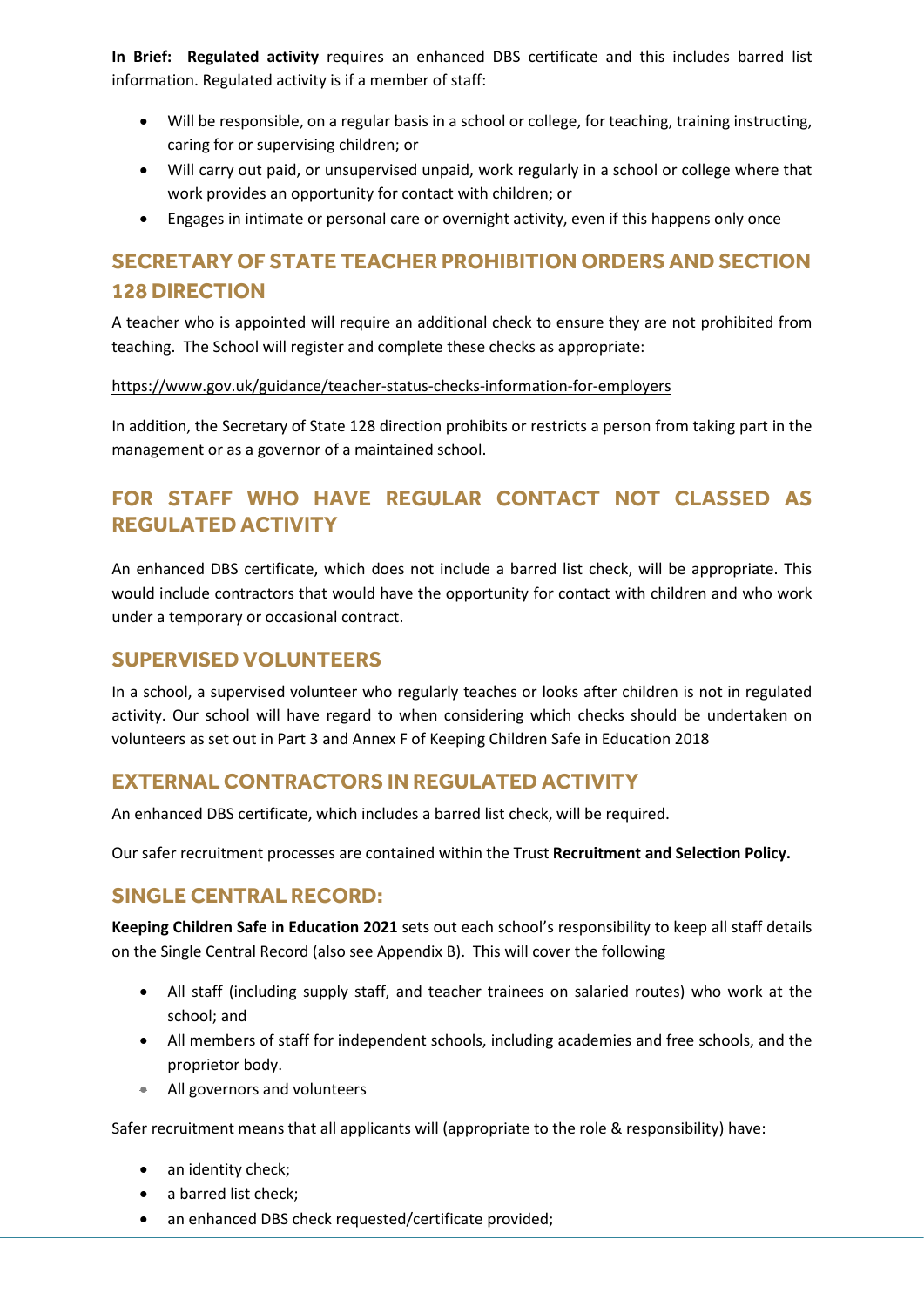**In Brief:** **Regulated activity** requires an enhanced DBS certificate and this includes barred list information. Regulated activity is if a member of staff:

- Will be responsible, on a regular basis in a school or college, for teaching, training instructing, caring for or supervising children; or
- Will carry out paid, or unsupervised unpaid, work regularly in a school or college where that work provides an opportunity for contact with children; or
- Engages in intimate or personal care or overnight activity, even if this happens only once

## SECRETARY OF STATE TEACHER PROHIBITION ORDERS AND SECTION 128 DIRECTION

A teacher who is appointed will require an additional check to ensure they are not prohibited from teaching. The School will register and complete these checks as appropriate:

https://www.gov.uk/guidance/teacher-status-checks-information-for-employers

In addition, the Secretary of State 128 direction prohibits or restricts a person from taking part in the management or as a governor of a maintained school.

## FOR STAFF WHO HAVE REGULAR CONTACT NOT CLASSED AS REGULATED ACTIVITY

An enhanced DBS certificate, which does not include a barred list check, will be appropriate. This would include contractors that would have the opportunity for contact with children and who work under a temporary or occasional contract.

## SUPERVISED VOLUNTEERS

In a school, a supervised volunteer who regularly teaches or looks after children is not in regulated activity. Our school will have regard to when considering which checks should be undertaken on volunteers as set out in Part 3 and Annex F of Keeping Children Safe in Education 2018

## EXTERNAL CONTRACTORS IN REGULATED ACTIVITY

An enhanced DBS certificate, which includes a barred list check, will be required.

Our safer recruitment processes are contained within the Trust **Recruitment and Selection Policy.**

## SINGLE CENTRAL RECORD:

**Keeping Children Safe in Education 2021** sets out each school's responsibility to keep all staff details on the Single Central Record (also see Appendix B). This will cover the following

- All staff (including supply staff, and teacher trainees on salaried routes) who work at the school; and
- All members of staff for independent schools, including academies and free schools, and the proprietor body.
- All governors and volunteers

Safer recruitment means that all applicants will (appropriate to the role & responsibility) have:

- an identity check;
- a barred list check;
- an enhanced DBS check requested/certificate provided;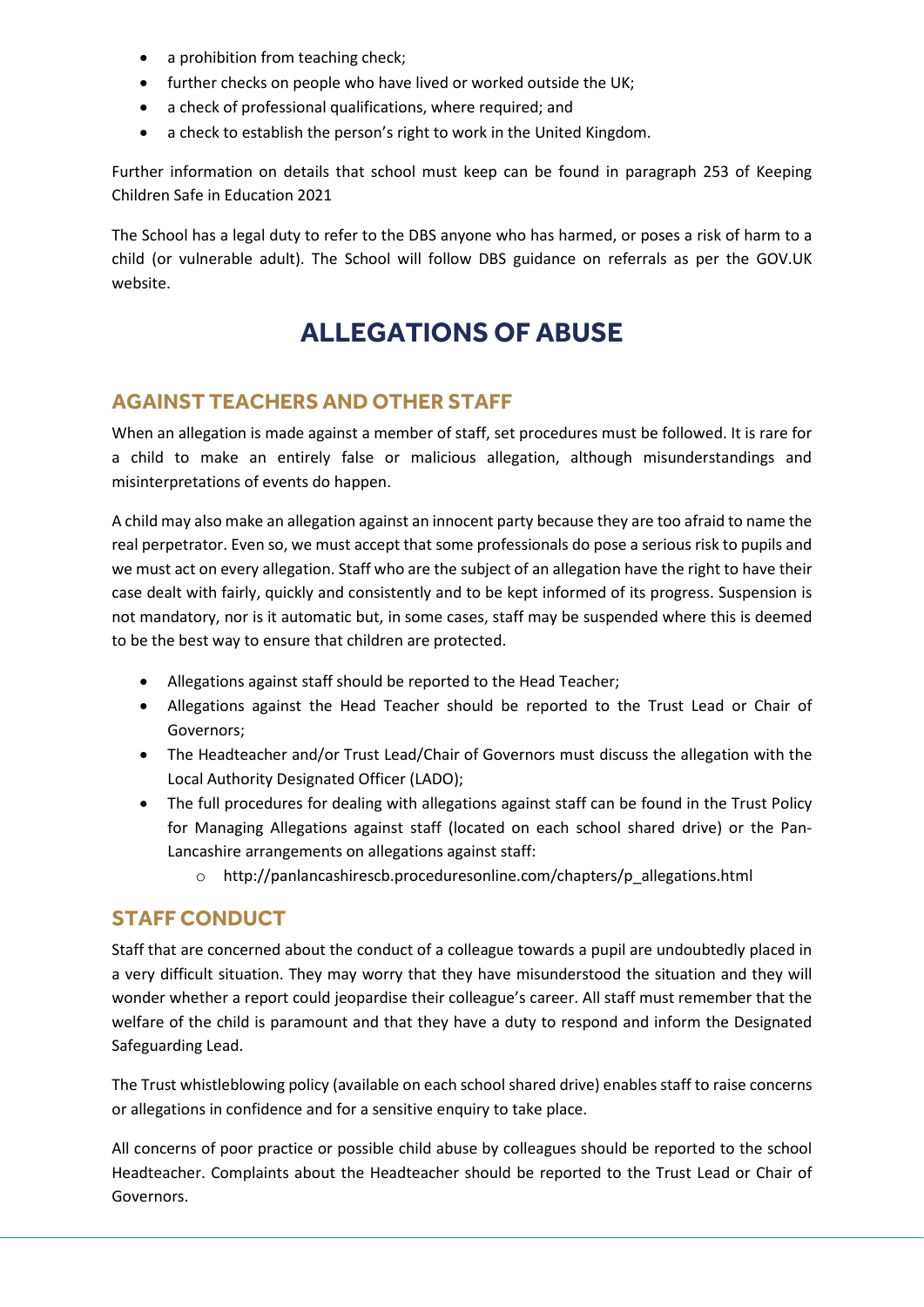- a prohibition from teaching check;
- further checks on people who have lived or worked outside the UK;
- a check of professional qualifications, where required; and
- a check to establish the person's right to work in the United Kingdom.

Further information on details that school must keep can be found in paragraph 253 of Keeping Children Safe in Education 2021

The School has a legal duty to refer to the DBS anyone who has harmed, or poses a risk of harm to a child (or vulnerable adult). The School will follow DBS guidance on referrals as per the GOV.UK website.

# ALLEGATIONS OF ABUSE

## AGAINST TEACHERS AND OTHER STAFF

When an allegation is made against a member of staff, set procedures must be followed. It is rare for a child to make an entirely false or malicious allegation, although misunderstandings and misinterpretations of events do happen.

A child may also make an allegation against an innocent party because they are too afraid to name the real perpetrator. Even so, we must accept that some professionals do pose a serious risk to pupils and we must act on every allegation. Staff who are the subject of an allegation have the right to have their case dealt with fairly, quickly and consistently and to be kept informed of its progress. Suspension is not mandatory, nor is it automatic but, in some cases, staff may be suspended where this is deemed to be the best way to ensure that children are protected.

- Allegations against staff should be reported to the Head Teacher;
- Allegations against the Head Teacher should be reported to the Trust Lead or Chair of Governors;
- The Headteacher and/or Trust Lead/Chair of Governors must discuss the allegation with the Local Authority Designated Officer (LADO);
- The full procedures for dealing with allegations against staff can be found in the Trust Policy for Managing Allegations against staff (located on each school shared drive) or the Pan-Lancashire arrangements on allegations against staff:
    - http://panlancashirescb.proceduresonline.com/chapters/p_allegations.html

## STAFF CONDUCT

Staff that are concerned about the conduct of a colleague towards a pupil are undoubtedly placed in a very difficult situation. They may worry that they have misunderstood the situation and they will wonder whether a report could jeopardise their colleague's career. All staff must remember that the welfare of the child is paramount and that they have a duty to respond and inform the Designated Safeguarding Lead.

The Trust whistleblowing policy (available on each school shared drive) enables staff to raise concerns or allegations in confidence and for a sensitive enquiry to take place.

All concerns of poor practice or possible child abuse by colleagues should be reported to the school Headteacher. Complaints about the Headteacher should be reported to the Trust Lead or Chair of Governors.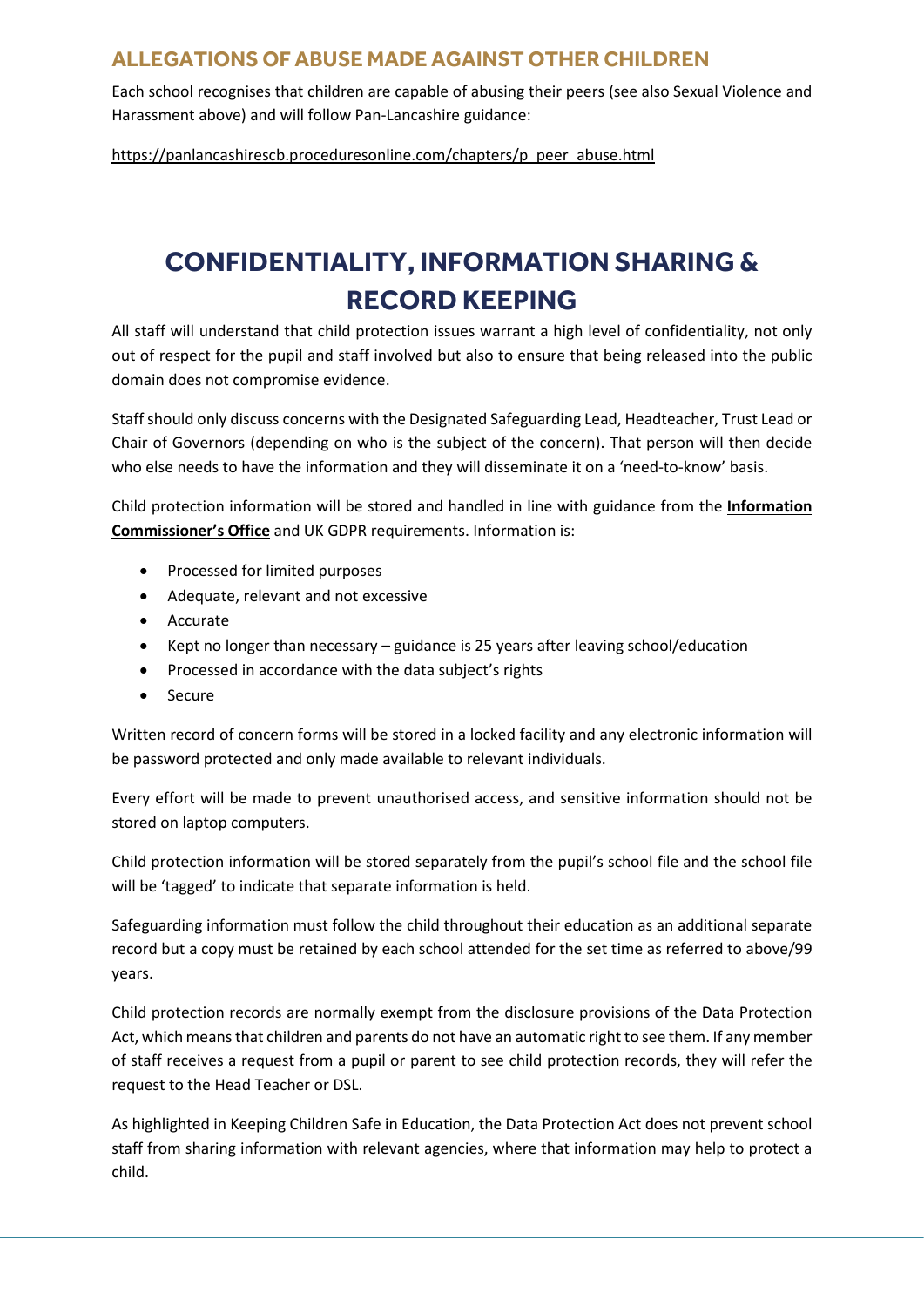## ALLEGATIONS OF ABUSE MADE AGAINST OTHER CHILDREN

Each school recognises that children are capable of abusing their peers (see also Sexual Violence and Harassment above) and will follow Pan-Lancashire guidance:

https://panlancashirescb.proceduresonline.com/chapters/p_peer_abuse.html

# CONFIDENTIALITY, INFORMATION SHARING & RECORD KEEPING

All staff will understand that child protection issues warrant a high level of confidentiality, not only out of respect for the pupil and staff involved but also to ensure that being released into the public domain does not compromise evidence.

Staff should only discuss concerns with the Designated Safeguarding Lead, Headteacher, Trust Lead or Chair of Governors (depending on who is the subject of the concern). That person will then decide who else needs to have the information and they will disseminate it on a 'need-to-know' basis.

Child protection information will be stored and handled in line with guidance from the **Information Commissioner's Office** and UK GDPR requirements. Information is:

- Processed for limited purposes
- Adequate, relevant and not excessive
- Accurate
- Kept no longer than necessary – guidance is 25 years after leaving school/education
- Processed in accordance with the data subject's rights
- Secure

Written record of concern forms will be stored in a locked facility and any electronic information will be password protected and only made available to relevant individuals.

Every effort will be made to prevent unauthorised access, and sensitive information should not be stored on laptop computers.

Child protection information will be stored separately from the pupil's school file and the school file will be 'tagged' to indicate that separate information is held.

Safeguarding information must follow the child throughout their education as an additional separate record but a copy must be retained by each school attended for the set time as referred to above/99 years.

Child protection records are normally exempt from the disclosure provisions of the Data Protection Act, which means that children and parents do not have an automatic right to see them. If any member of staff receives a request from a pupil or parent to see child protection records, they will refer the request to the Head Teacher or DSL.

As highlighted in Keeping Children Safe in Education, the Data Protection Act does not prevent school staff from sharing information with relevant agencies, where that information may help to protect a child.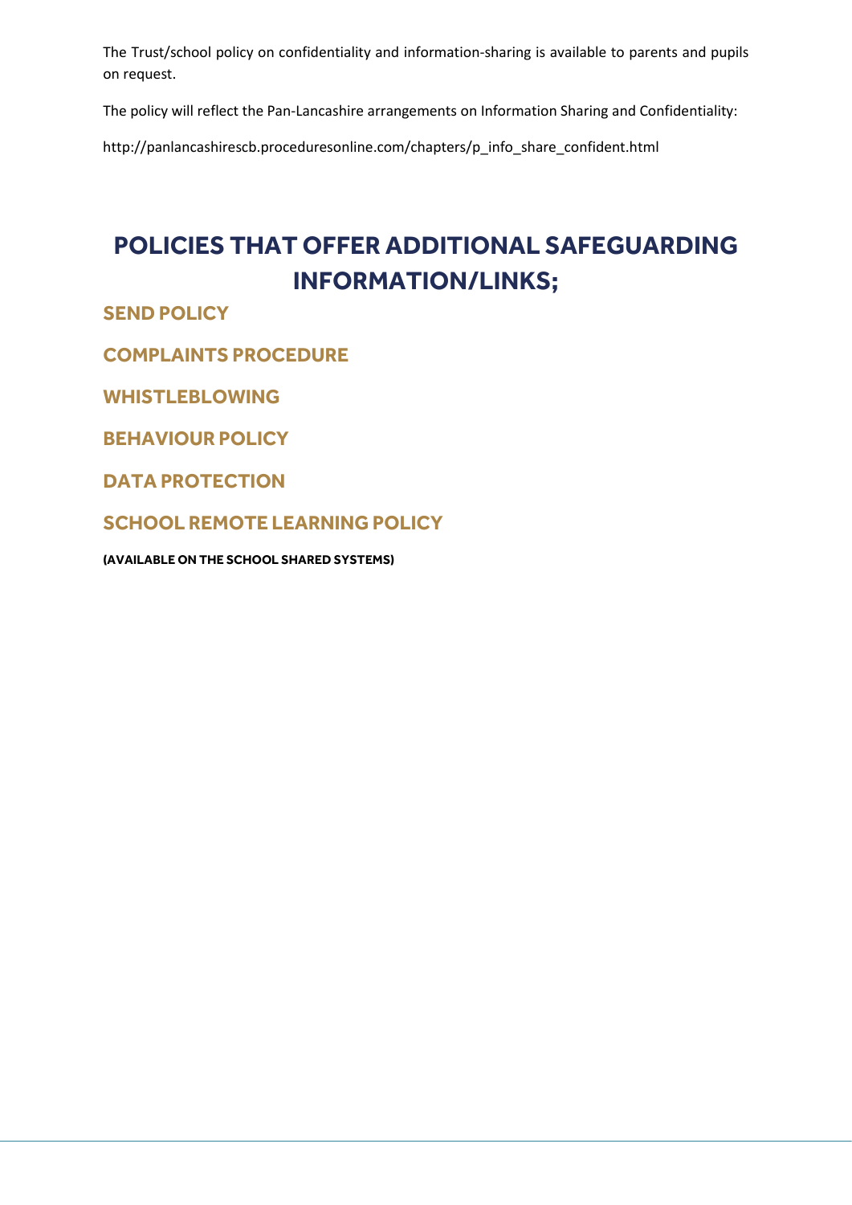The Trust/school policy on confidentiality and information-sharing is available to parents and pupils on request.

The policy will reflect the Pan-Lancashire arrangements on Information Sharing and Confidentiality:

http://panlancashirescb.proceduresonline.com/chapters/p_info_share_confident.html

# POLICIES THAT OFFER ADDITIONAL SAFEGUARDING INFORMATION/LINKS;

## SEND POLICY

## COMPLAINTS PROCEDURE

## WHISTLEBLOWING

## BEHAVIOUR POLICY

## DATA PROTECTION

## SCHOOL REMOTE LEARNING POLICY

**(AVAILABLE ON THE SCHOOL SHARED SYSTEMS)**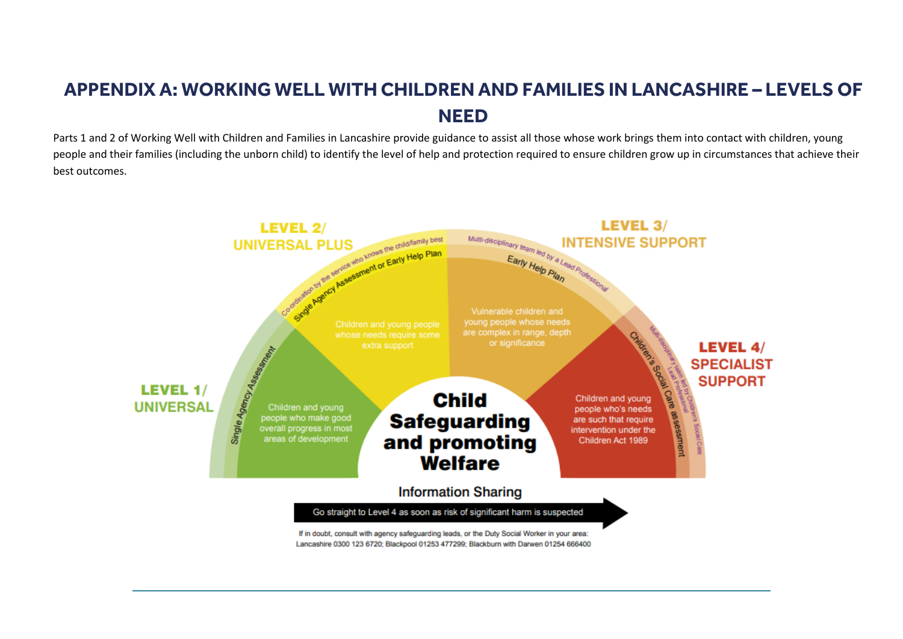# APPENDIX A: WORKING WELL WITH CHILDREN AND FAMILIES IN LANCASHIRE – LEVELS OF NEED

Parts 1 and 2 of Working Well with Children and Families in Lancashire provide guidance to assist all those whose work brings them into contact with children, young people and their families (including the unborn child) to identify the level of help and protection required to ensure children grow up in circumstances that achieve their best outcomes.

**LEVEL 1/ UNIVERSAL**

Single Agency Assessment

Children and young people who make good overall progress in most areas of development

**LEVEL 2/ UNIVERSAL PLUS**

Co-ordination by the service who knows the child/family best

Single Agency Assessment or Early Help Plan

Children and young people whose needs require some extra support

**LEVEL 3/ INTENSIVE SUPPORT**

Multi-disciplinary team led by a Lead Professional

Early Help Plan

Vulnerable children and young people whose needs are complex in range, depth or significance

**LEVEL 4/ SPECIALIST SUPPORT**

Multi-disciplinary team led by Children's Social Care Lead Professional

Children's Social Care assessment

Children and young people who's needs are such that require intervention under the Children Act 1989

**Child Safeguarding and promoting Welfare**

Information Sharing

Go straight to Level 4 as soon as risk of significant harm is suspected

If in doubt, consult with agency safeguarding leads, or the Duty Social Worker in your area: Lancashire 0300 123 6720; Blackpool 01253 477299; Blackburn with Darwen 01254 666400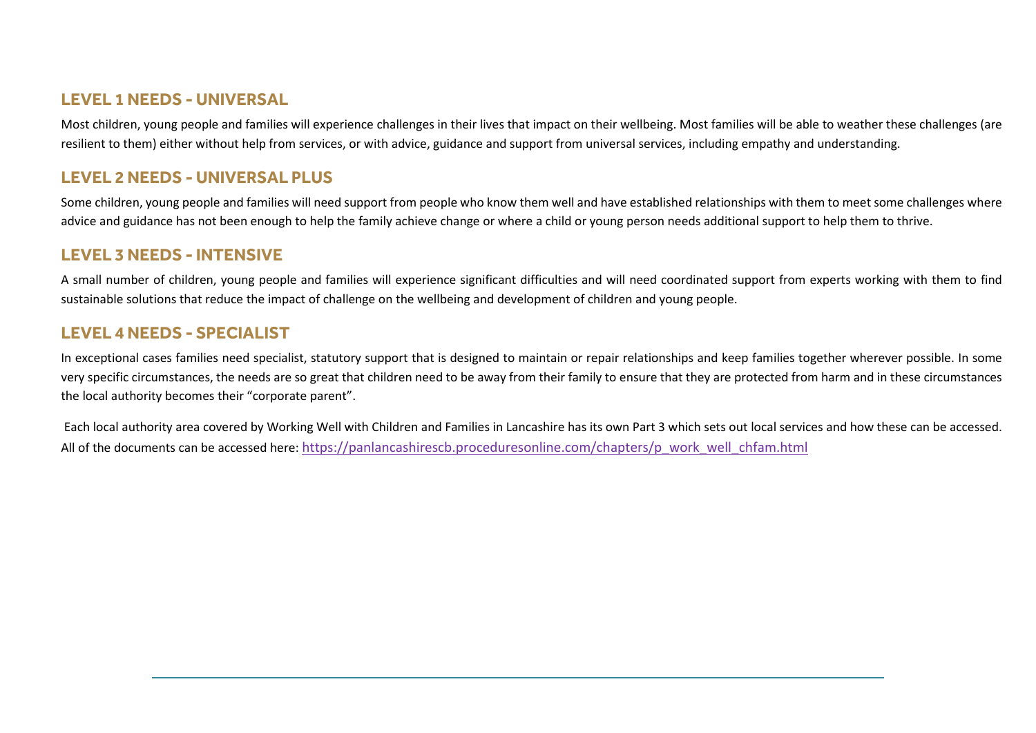## LEVEL 1 NEEDS - UNIVERSAL

Most children, young people and families will experience challenges in their lives that impact on their wellbeing. Most families will be able to weather these challenges (are resilient to them) either without help from services, or with advice, guidance and support from universal services, including empathy and understanding.

## LEVEL 2 NEEDS - UNIVERSAL PLUS

Some children, young people and families will need support from people who know them well and have established relationships with them to meet some challenges where advice and guidance has not been enough to help the family achieve change or where a child or young person needs additional support to help them to thrive.

## LEVEL 3 NEEDS - INTENSIVE

A small number of children, young people and families will experience significant difficulties and will need coordinated support from experts working with them to find sustainable solutions that reduce the impact of challenge on the wellbeing and development of children and young people.

## LEVEL 4 NEEDS - SPECIALIST

In exceptional cases families need specialist, statutory support that is designed to maintain or repair relationships and keep families together wherever possible. In some very specific circumstances, the needs are so great that children need to be away from their family to ensure that they are protected from harm and in these circumstances the local authority becomes their "corporate parent".

Each local authority area covered by Working Well with Children and Families in Lancashire has its own Part 3 which sets out local services and how these can be accessed. All of the documents can be accessed here: [https://panlancashirescb.proceduresonline.com/chapters/p_work_well_chfam.html](https://panlancashirescb.proceduresonline.com/chapters/p_work_well_chfam.html)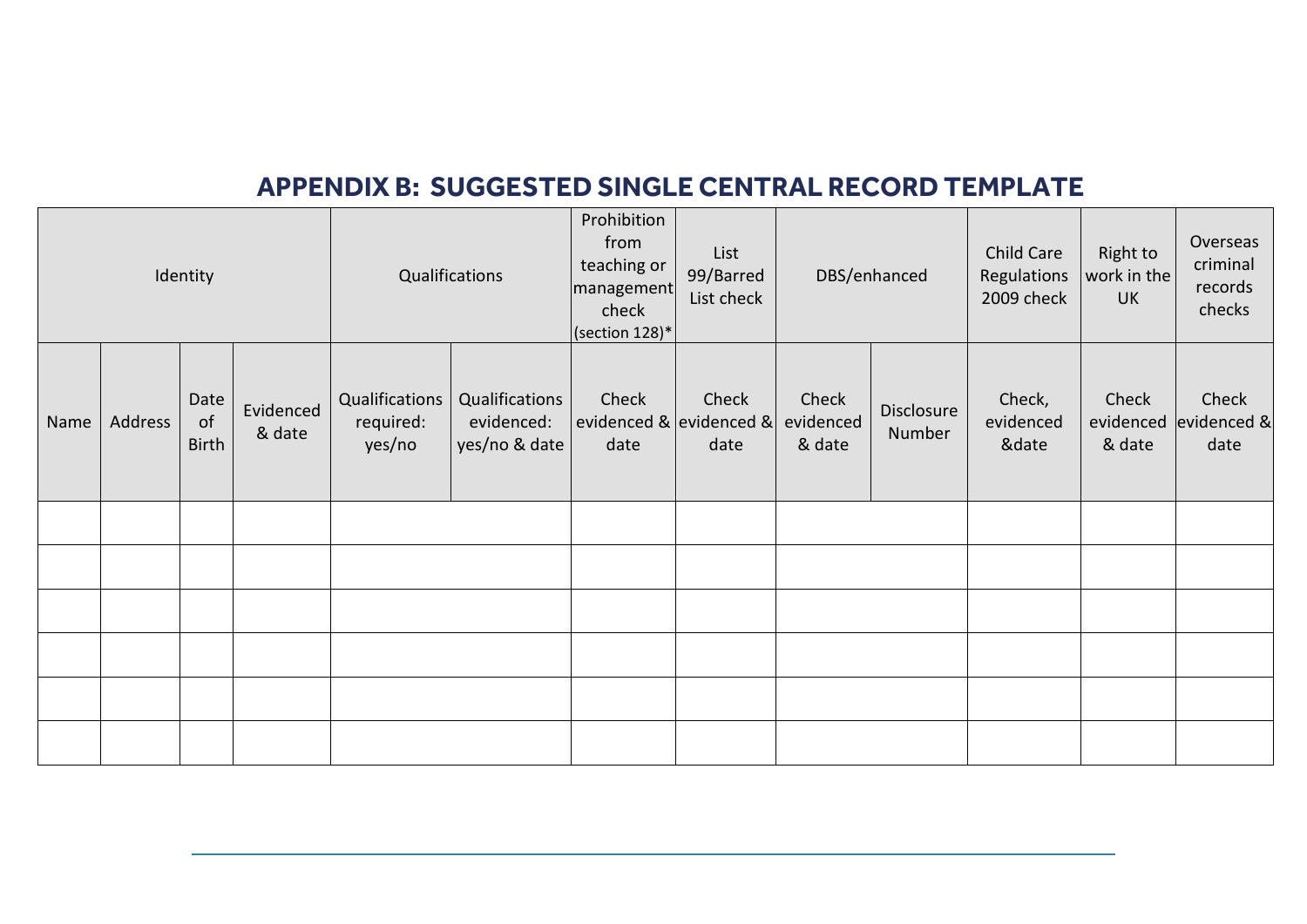## APPENDIX B: SUGGESTED SINGLE CENTRAL RECORD TEMPLATE

| Identity | | | | Qualifications | | Prohibition from teaching or management check (section 128)* | List 99/Barred List check | DBS/enhanced | | Child Care Regulations 2009 check | Right to work in the UK | Overseas criminal records checks |
|---|---|---|---|---|---|---|---|---|---|---|---|---|
| Name | Address | Date of Birth | Evidenced & date | Qualifications required: yes/no | Qualifications evidenced: yes/no & date | Check evidenced & date | Check evidenced & date | Check evidenced & date | Disclosure Number | Check, evidenced &date | Check evidenced & date | Check evidenced & date |
| | | | | | | | | | | | | |
| | | | | | | | | | | | | |
| | | | | | | | | | | | | |
| | | | | | | | | | | | | |
| | | | | | | | | | | | | |
| | | | | | | | | | | | | |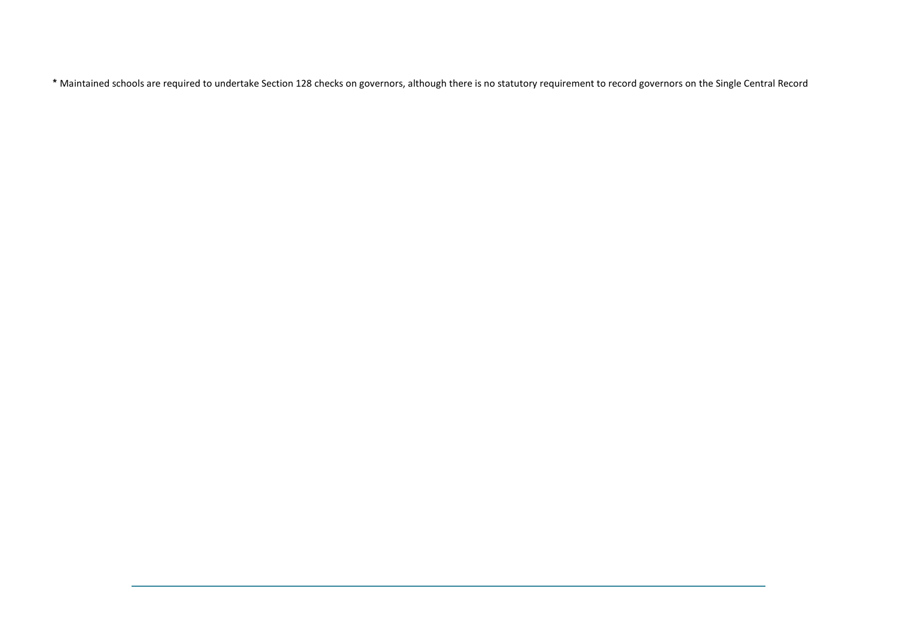* Maintained schools are required to undertake Section 128 checks on governors, although there is no statutory requirement to record governors on the Single Central Record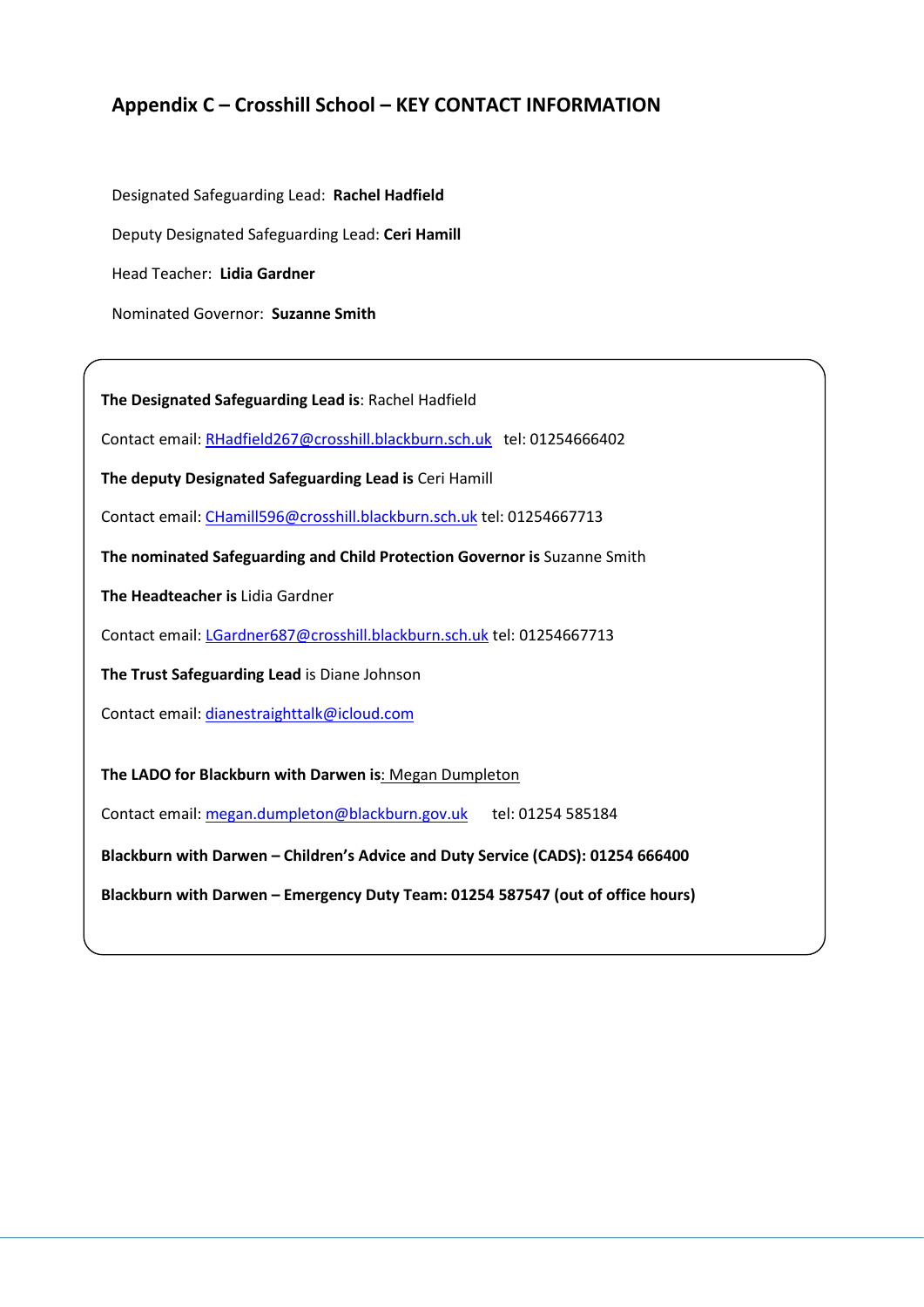## Appendix C – Crosshill School – KEY CONTACT INFORMATION

Designated Safeguarding Lead: **Rachel Hadfield**

Deputy Designated Safeguarding Lead: **Ceri Hamill**

Head Teacher: **Lidia Gardner**

Nominated Governor: **Suzanne Smith**

**The Designated Safeguarding Lead is**: Rachel Hadfield

Contact email: RHadfield267@crosshill.blackburn.sch.uk tel: 01254666402

**The deputy Designated Safeguarding Lead is** Ceri Hamill

Contact email: CHamill596@crosshill.blackburn.sch.uk tel: 01254667713

**The nominated Safeguarding and Child Protection Governor is** Suzanne Smith

**The Headteacher is** Lidia Gardner

Contact email: LGardner687@crosshill.blackburn.sch.uk tel: 01254667713

**The Trust Safeguarding Lead** is Diane Johnson

Contact email: dianestraighttalk@icloud.com

**The LADO for Blackburn with Darwen is**: Megan Dumpleton

Contact email: megan.dumpleton@blackburn.gov.uk tel: 01254 585184

**Blackburn with Darwen – Children's Advice and Duty Service (CADS): 01254 666400**

**Blackburn with Darwen – Emergency Duty Team: 01254 587547 (out of office hours)**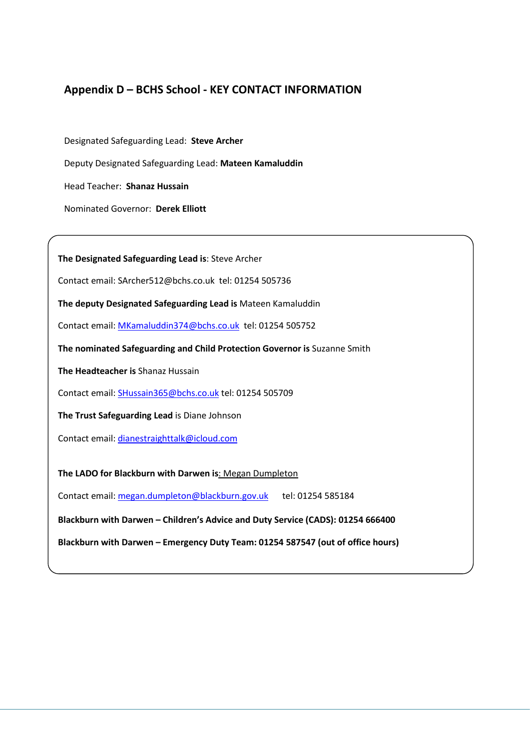## Appendix D – BCHS School - KEY CONTACT INFORMATION

Designated Safeguarding Lead: **Steve Archer**

Deputy Designated Safeguarding Lead: **Mateen Kamaluddin**

Head Teacher: **Shanaz Hussain**

Nominated Governor: **Derek Elliott**

**The Designated Safeguarding Lead is**: Steve Archer

Contact email: SArcher512@bchs.co.uk tel: 01254 505736

**The deputy Designated Safeguarding Lead is** Mateen Kamaluddin

Contact email: MKamaluddin374@bchs.co.uk tel: 01254 505752

**The nominated Safeguarding and Child Protection Governor is** Suzanne Smith

**The Headteacher is** Shanaz Hussain

Contact email: SHussain365@bchs.co.uk tel: 01254 505709

**The Trust Safeguarding Lead** is Diane Johnson

Contact email: dianestraighttalk@icloud.com

**The LADO for Blackburn with Darwen is**: Megan Dumpleton

Contact email: megan.dumpleton@blackburn.gov.uk tel: 01254 585184

**Blackburn with Darwen – Children's Advice and Duty Service (CADS): 01254 666400**

**Blackburn with Darwen – Emergency Duty Team: 01254 587547 (out of office hours)**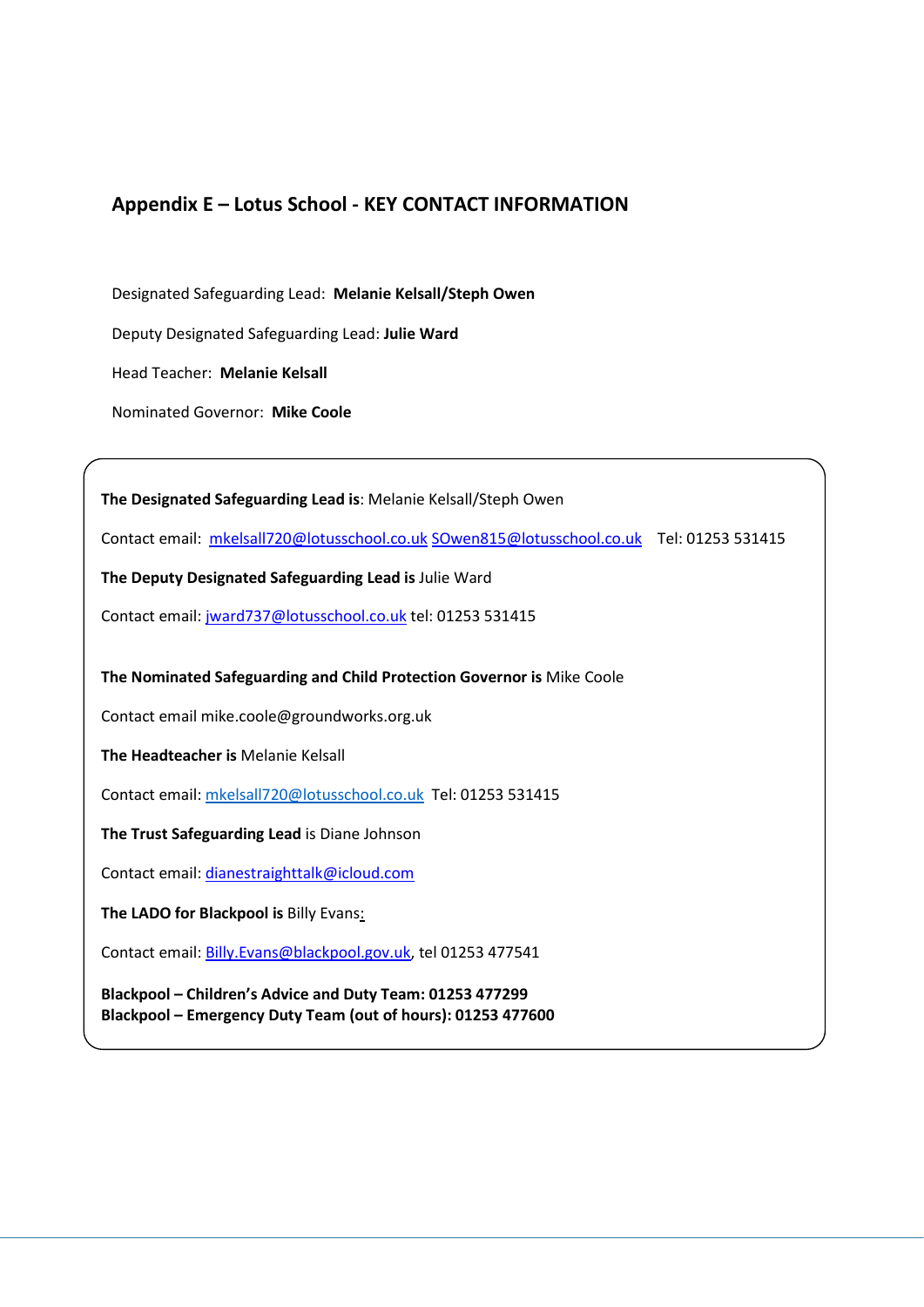## Appendix E – Lotus School - KEY CONTACT INFORMATION

Designated Safeguarding Lead: **Melanie Kelsall/Steph Owen**

Deputy Designated Safeguarding Lead: **Julie Ward**

Head Teacher: **Melanie Kelsall**

Nominated Governor: **Mike Coole**

**The Designated Safeguarding Lead is**: Melanie Kelsall/Steph Owen

Contact email: mkelsall720@lotusschool.co.uk SOwen815@lotusschool.co.uk Tel: 01253 531415

**The Deputy Designated Safeguarding Lead is** Julie Ward

Contact email: jward737@lotusschool.co.uk tel: 01253 531415

**The Nominated Safeguarding and Child Protection Governor is** Mike Coole

Contact email mike.coole@groundworks.org.uk

**The Headteacher is** Melanie Kelsall

Contact email: mkelsall720@lotusschool.co.uk Tel: 01253 531415

**The Trust Safeguarding Lead** is Diane Johnson

Contact email: dianestraighttalk@icloud.com

**The LADO for Blackpool is** Billy Evans:

Contact email: Billy.Evans@blackpool.gov.uk, tel 01253 477541

**Blackpool – Children's Advice and Duty Team: 01253 477299**
**Blackpool – Emergency Duty Team (out of hours): 01253 477600**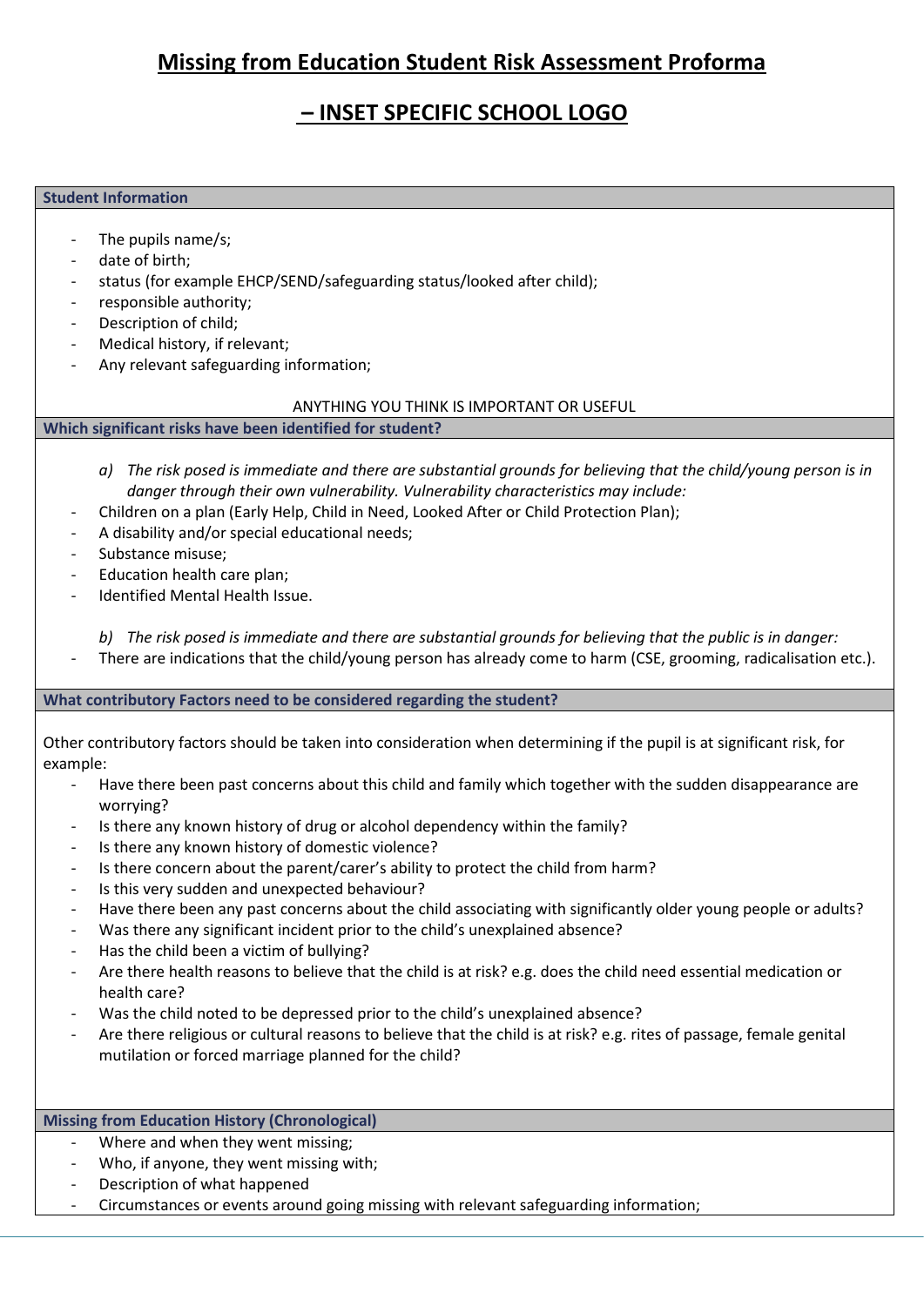## Missing from Education Student Risk Assessment Proforma

## – INSET SPECIFIC SCHOOL LOGO

**Student Information**

- The pupils name/s;
- date of birth;
- status (for example EHCP/SEND/safeguarding status/looked after child);
- responsible authority;
- Description of child;
- Medical history, if relevant;
- Any relevant safeguarding information;

ANYTHING YOU THINK IS IMPORTANT OR USEFUL

**Which significant risks have been identified for student?**

a) *The risk posed is immediate and there are substantial grounds for believing that the child/young person is in danger through their own vulnerability. Vulnerability characteristics may include:*

- Children on a plan (Early Help, Child in Need, Looked After or Child Protection Plan);
- A disability and/or special educational needs;
- Substance misuse;
- Education health care plan;
- Identified Mental Health Issue.

b) *The risk posed is immediate and there are substantial grounds for believing that the public is in danger:*

- There are indications that the child/young person has already come to harm (CSE, grooming, radicalisation etc.).

**What contributory Factors need to be considered regarding the student?**

Other contributory factors should be taken into consideration when determining if the pupil is at significant risk, for example:

- Have there been past concerns about this child and family which together with the sudden disappearance are worrying?
- Is there any known history of drug or alcohol dependency within the family?
- Is there any known history of domestic violence?
- Is there concern about the parent/carer's ability to protect the child from harm?
- Is this very sudden and unexpected behaviour?
- Have there been any past concerns about the child associating with significantly older young people or adults?
- Was there any significant incident prior to the child's unexplained absence?
- Has the child been a victim of bullying?
- Are there health reasons to believe that the child is at risk? e.g. does the child need essential medication or health care?
- Was the child noted to be depressed prior to the child's unexplained absence?
- Are there religious or cultural reasons to believe that the child is at risk? e.g. rites of passage, female genital mutilation or forced marriage planned for the child?

**Missing from Education History (Chronological)**

- Where and when they went missing;
- Who, if anyone, they went missing with;
- Description of what happened
- Circumstances or events around going missing with relevant safeguarding information;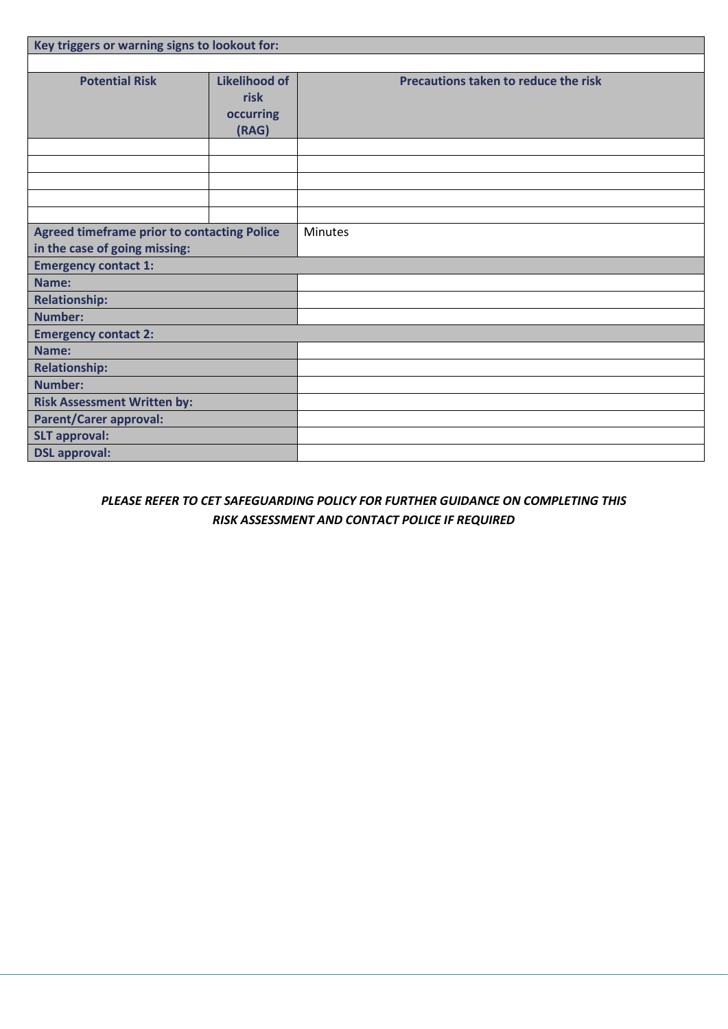| Key triggers or warning signs to lookout for: | | |
|---|---|---|
| | | |
| **Potential Risk** | **Likelihood of risk occurring (RAG)** | **Precautions taken to reduce the risk** |
| | | |
| | | |
| | | |
| | | |
| | | |
| **Agreed timeframe prior to contacting Police in the case of going missing:** | | Minutes |
| **Emergency contact 1:** | | |
| **Name:** | | |
| **Relationship:** | | |
| **Number:** | | |
| **Emergency contact 2:** | | |
| **Name:** | | |
| **Relationship:** | | |
| **Number:** | | |
| **Risk Assessment Written by:** | | |
| **Parent/Carer approval:** | | |
| **SLT approval:** | | |
| **DSL approval:** | | |

***PLEASE REFER TO CET SAFEGUARDING POLICY FOR FURTHER GUIDANCE ON COMPLETING THIS RISK ASSESSMENT AND CONTACT POLICE IF REQUIRED***